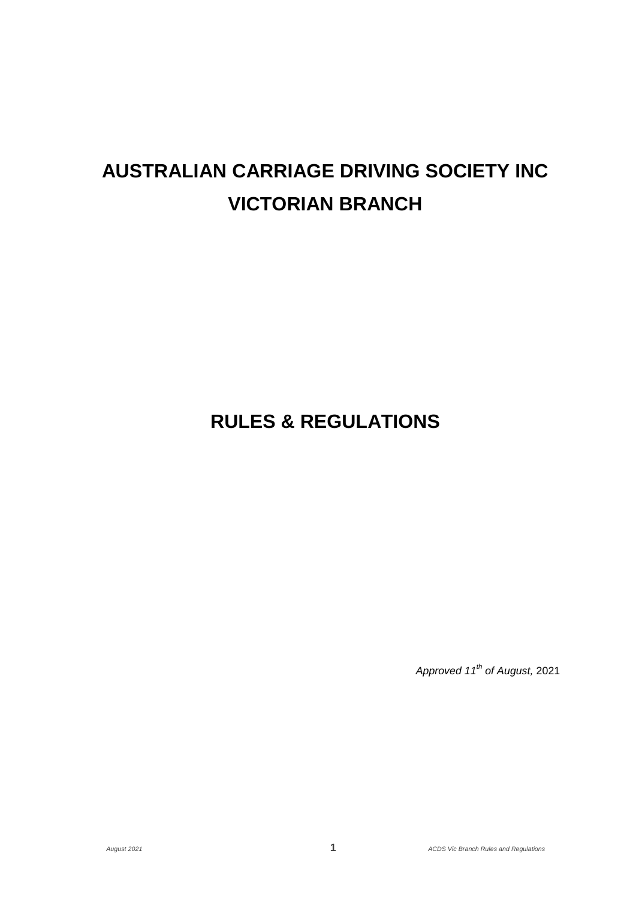# AUSTRALIAN CARRIAGE DRIVING SOCIETY INC
# VICTORIAN BRANCH

# RULES & REGULATIONS

*Approved 11th of August,* 2021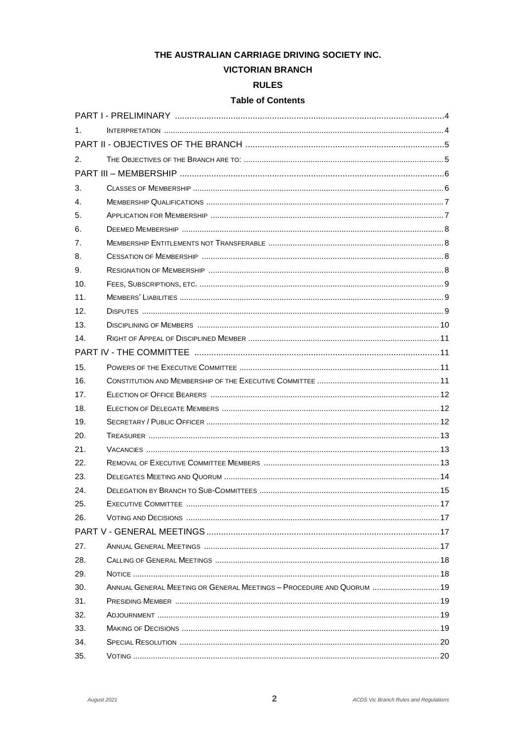# THE AUSTRALIAN CARRIAGE DRIVING SOCIETY INC.

## VICTORIAN BRANCH

## RULES

### Table of Contents

| | | |
|---|---|---|
| PART I - PRELIMINARY | | 4 |
| 1. | INTERPRETATION | 4 |
| PART II - OBJECTIVES OF THE BRANCH | | 5 |
| 2. | THE OBJECTIVES OF THE BRANCH ARE TO: | 5 |
| PART III – MEMBERSHIP | | 6 |
| 3. | CLASSES OF MEMBERSHIP | 6 |
| 4. | MEMBERSHIP QUALIFICATIONS | 7 |
| 5. | APPLICATION FOR MEMBERSHIP | 7 |
| 6. | DEEMED MEMBERSHIP | 8 |
| 7. | MEMBERSHIP ENTITLEMENTS NOT TRANSFERABLE | 8 |
| 8. | CESSATION OF MEMBERSHIP | 8 |
| 9. | RESIGNATION OF MEMBERSHIP | 8 |
| 10. | FEES, SUBSCRIPTIONS, ETC. | 9 |
| 11. | MEMBERS' LIABILITIES | 9 |
| 12. | DISPUTES | 9 |
| 13. | DISCIPLINING OF MEMBERS | 10 |
| 14. | RIGHT OF APPEAL OF DISCIPLINED MEMBER | 11 |
| PART IV - THE COMMITTEE | | 11 |
| 15. | POWERS OF THE EXECUTIVE COMMITTEE | 11 |
| 16. | CONSTITUTION AND MEMBERSHIP OF THE EXECUTIVE COMMITTEE | 11 |
| 17. | ELECTION OF OFFICE BEARERS | 12 |
| 18. | ELECTION OF DELEGATE MEMBERS | 12 |
| 19. | SECRETARY / PUBLIC OFFICER | 12 |
| 20. | TREASURER | 13 |
| 21. | VACANCIES | 13 |
| 22. | REMOVAL OF EXECUTIVE COMMITTEE MEMBERS | 13 |
| 23. | DELEGATES MEETING AND QUORUM | 14 |
| 24. | DELEGATION BY BRANCH TO SUB-COMMITTEES | 15 |
| 25. | EXECUTIVE COMMITTEE | 17 |
| 26. | VOTING AND DECISIONS | 17 |
| PART V - GENERAL MEETINGS | | 17 |
| 27. | ANNUAL GENERAL MEETINGS | 17 |
| 28. | CALLING OF GENERAL MEETINGS | 18 |
| 29. | NOTICE | 18 |
| 30. | ANNUAL GENERAL MEETING OR GENERAL MEETINGS – PROCEDURE AND QUORUM | 19 |
| 31. | PRESIDING MEMBER | 19 |
| 32. | ADJOURNMENT | 19 |
| 33. | MAKING OF DECISIONS | 19 |
| 34. | SPECIAL RESOLUTION | 20 |
| 35. | VOTING | 20 |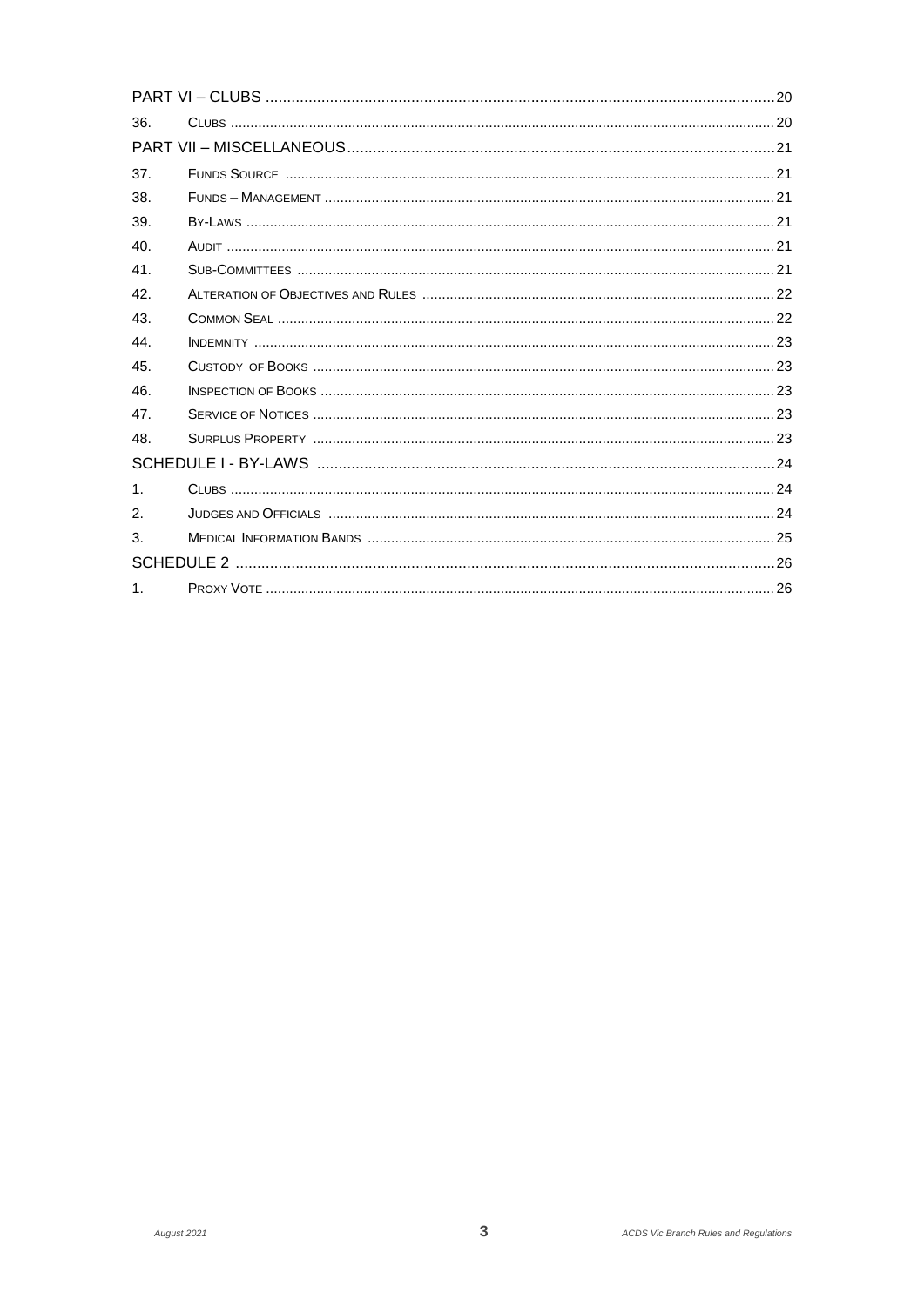| | | |
|---|---|---|
| PART VI – CLUBS | | 20 |
| 36. | Clubs | 20 |
| PART VII – MISCELLANEOUS | | 21 |
| 37. | Funds Source | 21 |
| 38. | Funds – Management | 21 |
| 39. | By-Laws | 21 |
| 40. | Audit | 21 |
| 41. | Sub-Committees | 21 |
| 42. | Alteration of Objectives and Rules | 22 |
| 43. | Common Seal | 22 |
| 44. | Indemnity | 23 |
| 45. | Custody of Books | 23 |
| 46. | Inspection of Books | 23 |
| 47. | Service of Notices | 23 |
| 48. | Surplus Property | 23 |
| SCHEDULE I - BY-LAWS | | 24 |
| 1. | Clubs | 24 |
| 2. | Judges and Officials | 24 |
| 3. | Medical Information Bands | 25 |
| SCHEDULE 2 | | 26 |
| 1. | Proxy Vote | 26 |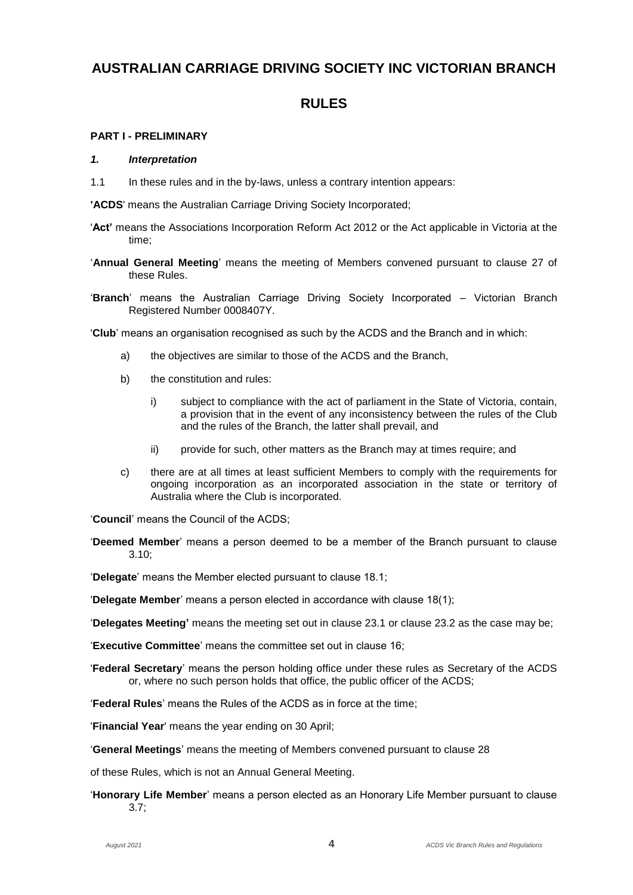# AUSTRALIAN CARRIAGE DRIVING SOCIETY INC VICTORIAN BRANCH

# RULES

### PART I - PRELIMINARY

#### *1. Interpretation*

1.1 In these rules and in the by-laws, unless a contrary intention appears:

**'ACDS**' means the Australian Carriage Driving Society Incorporated;

'**Act'** means the Associations Incorporation Reform Act 2012 or the Act applicable in Victoria at the time;

'**Annual General Meeting**' means the meeting of Members convened pursuant to clause 27 of these Rules.

'**Branch**' means the Australian Carriage Driving Society Incorporated – Victorian Branch Registered Number 0008407Y.

'**Club**' means an organisation recognised as such by the ACDS and the Branch and in which:

- a) the objectives are similar to those of the ACDS and the Branch,
- b) the constitution and rules:
  - i) subject to compliance with the act of parliament in the State of Victoria, contain, a provision that in the event of any inconsistency between the rules of the Club and the rules of the Branch, the latter shall prevail, and
  - ii) provide for such, other matters as the Branch may at times require; and
- c) there are at all times at least sufficient Members to comply with the requirements for ongoing incorporation as an incorporated association in the state or territory of Australia where the Club is incorporated.

'**Council**' means the Council of the ACDS;

'**Deemed Member**' means a person deemed to be a member of the Branch pursuant to clause 3.10;

'**Delegate**' means the Member elected pursuant to clause 18.1;

'**Delegate Member**' means a person elected in accordance with clause 18(1);

'**Delegates Meeting'** means the meeting set out in clause 23.1 or clause 23.2 as the case may be;

'**Executive Committee**' means the committee set out in clause 16;

'**Federal Secretary**' means the person holding office under these rules as Secretary of the ACDS or, where no such person holds that office, the public officer of the ACDS;

'**Federal Rules**' means the Rules of the ACDS as in force at the time;

'**Financial Year**' means the year ending on 30 April;

'**General Meetings**' means the meeting of Members convened pursuant to clause 28

of these Rules, which is not an Annual General Meeting.

'**Honorary Life Member**' means a person elected as an Honorary Life Member pursuant to clause 3.7;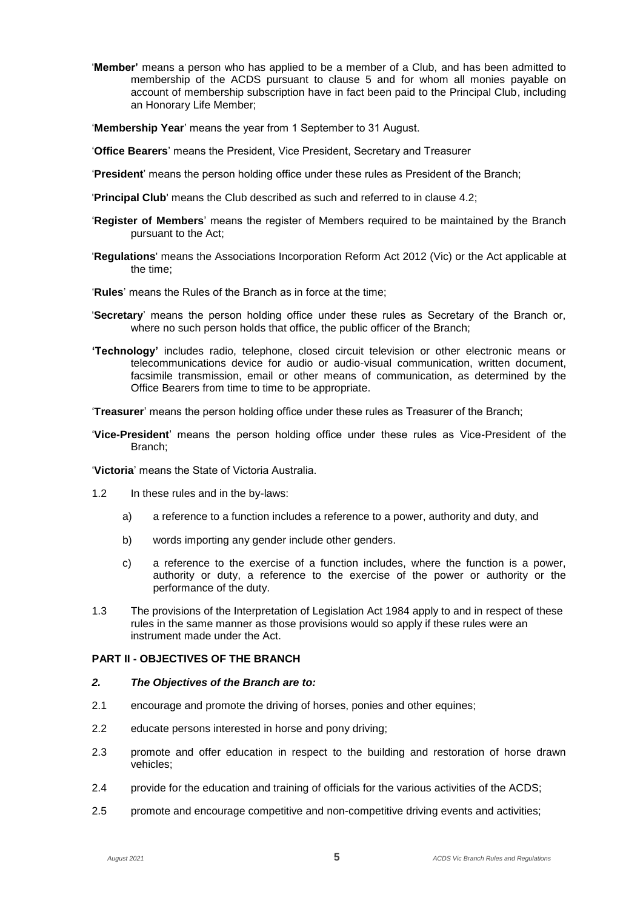'**Member'** means a person who has applied to be a member of a Club, and has been admitted to membership of the ACDS pursuant to clause 5 and for whom all monies payable on account of membership subscription have in fact been paid to the Principal Club, including an Honorary Life Member;

'**Membership Year**' means the year from 1 September to 31 August.

'**Office Bearers**' means the President, Vice President, Secretary and Treasurer

'**President**' means the person holding office under these rules as President of the Branch;

'**Principal Club**' means the Club described as such and referred to in clause 4.2;

'**Register of Members**' means the register of Members required to be maintained by the Branch pursuant to the Act;

'**Regulations**' means the Associations Incorporation Reform Act 2012 (Vic) or the Act applicable at the time;

'**Rules**' means the Rules of the Branch as in force at the time;

'**Secretary**' means the person holding office under these rules as Secretary of the Branch or, where no such person holds that office, the public officer of the Branch;

**'Technology'** includes radio, telephone, closed circuit television or other electronic means or telecommunications device for audio or audio-visual communication, written document, facsimile transmission, email or other means of communication, as determined by the Office Bearers from time to time to be appropriate.

'**Treasurer**' means the person holding office under these rules as Treasurer of the Branch;

'**Vice-President**' means the person holding office under these rules as Vice-President of the Branch;

'**Victoria**' means the State of Victoria Australia.

1.2 In these rules and in the by-laws:

a) a reference to a function includes a reference to a power, authority and duty, and

b) words importing any gender include other genders.

c) a reference to the exercise of a function includes, where the function is a power, authority or duty, a reference to the exercise of the power or authority or the performance of the duty.

1.3 The provisions of the Interpretation of Legislation Act 1984 apply to and in respect of these rules in the same manner as those provisions would so apply if these rules were an instrument made under the Act.

## PART II - OBJECTIVES OF THE BRANCH

***2. The Objectives of the Branch are to:***

2.1 encourage and promote the driving of horses, ponies and other equines;

2.2 educate persons interested in horse and pony driving;

2.3 promote and offer education in respect to the building and restoration of horse drawn vehicles;

2.4 provide for the education and training of officials for the various activities of the ACDS;

2.5 promote and encourage competitive and non-competitive driving events and activities;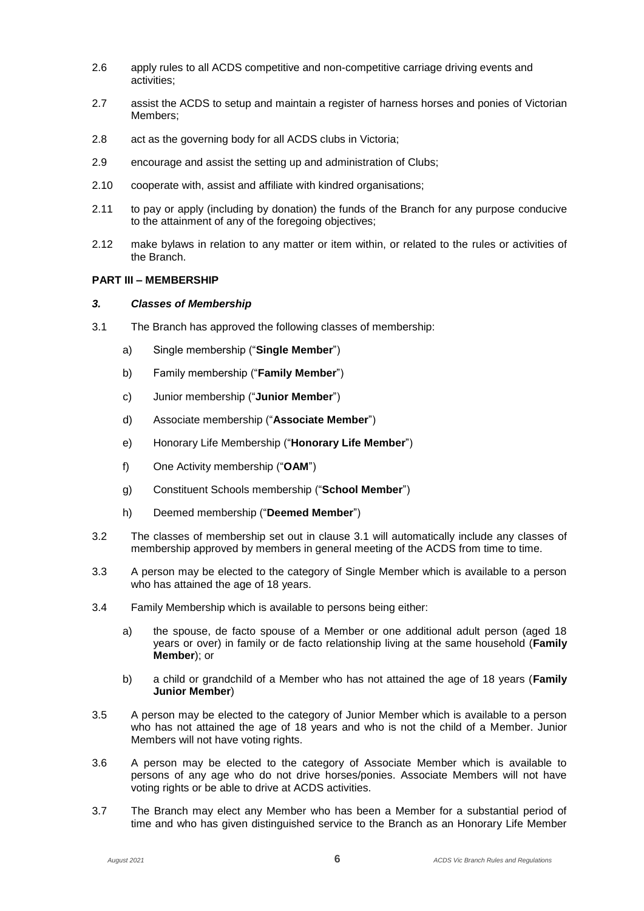2.6 apply rules to all ACDS competitive and non-competitive carriage driving events and activities;

2.7 assist the ACDS to setup and maintain a register of harness horses and ponies of Victorian Members;

2.8 act as the governing body for all ACDS clubs in Victoria;

2.9 encourage and assist the setting up and administration of Clubs;

2.10 cooperate with, assist and affiliate with kindred organisations;

2.11 to pay or apply (including by donation) the funds of the Branch for any purpose conducive to the attainment of any of the foregoing objectives;

2.12 make bylaws in relation to any matter or item within, or related to the rules or activities of the Branch.

**PART III – MEMBERSHIP**

***3. Classes of Membership***

3.1 The Branch has approved the following classes of membership:

a) Single membership ("**Single Member**")

b) Family membership ("**Family Member**")

c) Junior membership ("**Junior Member**")

d) Associate membership ("**Associate Member**")

e) Honorary Life Membership ("**Honorary Life Member**")

f) One Activity membership ("**OAM**")

g) Constituent Schools membership ("**School Member**")

h) Deemed membership ("**Deemed Member**")

3.2 The classes of membership set out in clause 3.1 will automatically include any classes of membership approved by members in general meeting of the ACDS from time to time.

3.3 A person may be elected to the category of Single Member which is available to a person who has attained the age of 18 years.

3.4 Family Membership which is available to persons being either:

a) the spouse, de facto spouse of a Member or one additional adult person (aged 18 years or over) in family or de facto relationship living at the same household (**Family Member**); or

b) a child or grandchild of a Member who has not attained the age of 18 years (**Family Junior Member**)

3.5 A person may be elected to the category of Junior Member which is available to a person who has not attained the age of 18 years and who is not the child of a Member. Junior Members will not have voting rights.

3.6 A person may be elected to the category of Associate Member which is available to persons of any age who do not drive horses/ponies. Associate Members will not have voting rights or be able to drive at ACDS activities.

3.7 The Branch may elect any Member who has been a Member for a substantial period of time and who has given distinguished service to the Branch as an Honorary Life Member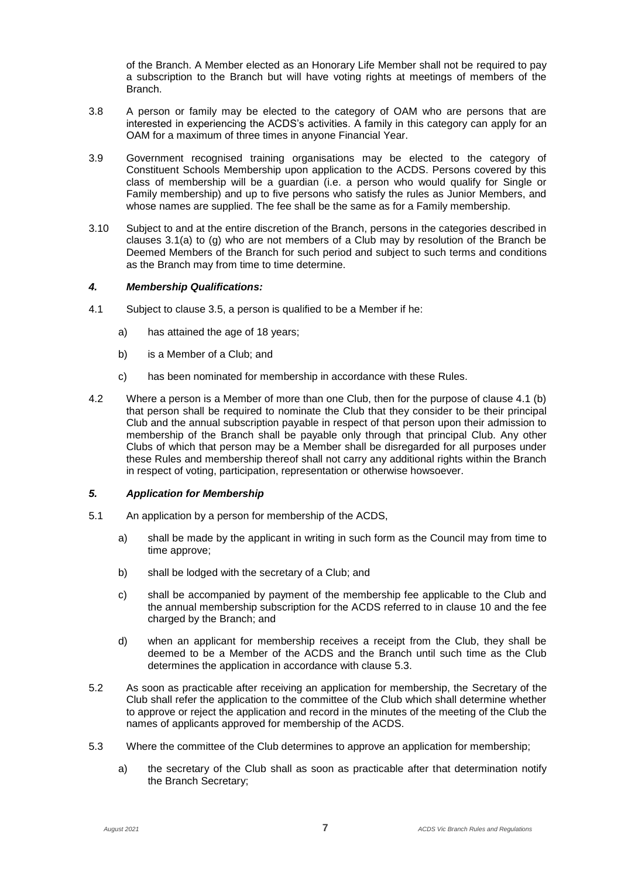of the Branch. A Member elected as an Honorary Life Member shall not be required to pay a subscription to the Branch but will have voting rights at meetings of members of the Branch.

3.8 A person or family may be elected to the category of OAM who are persons that are interested in experiencing the ACDS's activities. A family in this category can apply for an OAM for a maximum of three times in anyone Financial Year.

3.9 Government recognised training organisations may be elected to the category of Constituent Schools Membership upon application to the ACDS. Persons covered by this class of membership will be a guardian (i.e. a person who would qualify for Single or Family membership) and up to five persons who satisfy the rules as Junior Members, and whose names are supplied. The fee shall be the same as for a Family membership.

3.10 Subject to and at the entire discretion of the Branch, persons in the categories described in clauses 3.1(a) to (g) who are not members of a Club may by resolution of the Branch be Deemed Members of the Branch for such period and subject to such terms and conditions as the Branch may from time to time determine.

### *4. Membership Qualifications:*

4.1 Subject to clause 3.5, a person is qualified to be a Member if he:

- a) has attained the age of 18 years;
- b) is a Member of a Club; and
- c) has been nominated for membership in accordance with these Rules.

4.2 Where a person is a Member of more than one Club, then for the purpose of clause 4.1 (b) that person shall be required to nominate the Club that they consider to be their principal Club and the annual subscription payable in respect of that person upon their admission to membership of the Branch shall be payable only through that principal Club. Any other Clubs of which that person may be a Member shall be disregarded for all purposes under these Rules and membership thereof shall not carry any additional rights within the Branch in respect of voting, participation, representation or otherwise howsoever.

### *5. Application for Membership*

5.1 An application by a person for membership of the ACDS,

- a) shall be made by the applicant in writing in such form as the Council may from time to time approve;
- b) shall be lodged with the secretary of a Club; and
- c) shall be accompanied by payment of the membership fee applicable to the Club and the annual membership subscription for the ACDS referred to in clause 10 and the fee charged by the Branch; and
- d) when an applicant for membership receives a receipt from the Club, they shall be deemed to be a Member of the ACDS and the Branch until such time as the Club determines the application in accordance with clause 5.3.

5.2 As soon as practicable after receiving an application for membership, the Secretary of the Club shall refer the application to the committee of the Club which shall determine whether to approve or reject the application and record in the minutes of the meeting of the Club the names of applicants approved for membership of the ACDS.

5.3 Where the committee of the Club determines to approve an application for membership;

- a) the secretary of the Club shall as soon as practicable after that determination notify the Branch Secretary;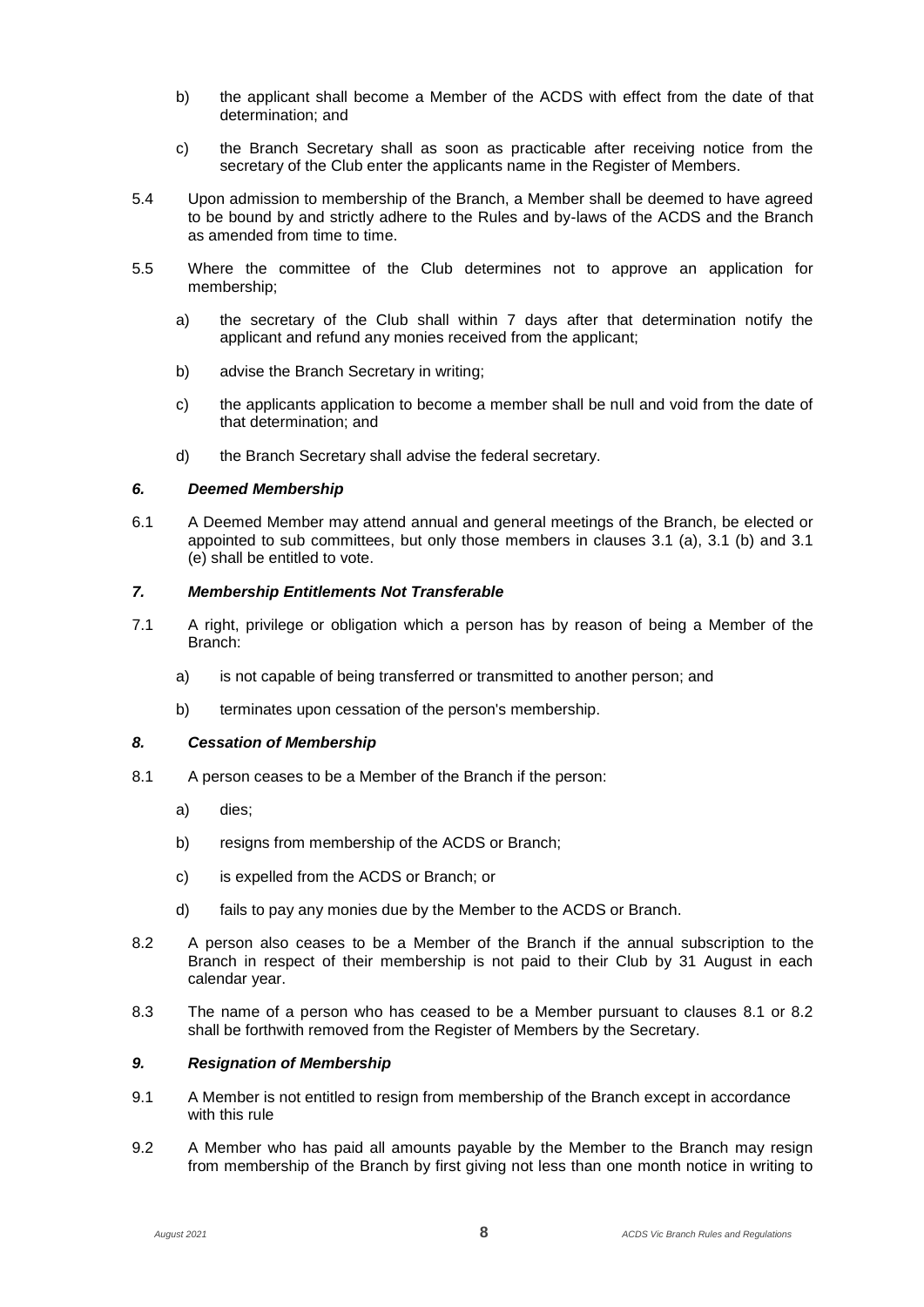b) the applicant shall become a Member of the ACDS with effect from the date of that determination; and

c) the Branch Secretary shall as soon as practicable after receiving notice from the secretary of the Club enter the applicants name in the Register of Members.

5.4 Upon admission to membership of the Branch, a Member shall be deemed to have agreed to be bound by and strictly adhere to the Rules and by-laws of the ACDS and the Branch as amended from time to time.

5.5 Where the committee of the Club determines not to approve an application for membership;

a) the secretary of the Club shall within 7 days after that determination notify the applicant and refund any monies received from the applicant;

b) advise the Branch Secretary in writing;

c) the applicants application to become a member shall be null and void from the date of that determination; and

d) the Branch Secretary shall advise the federal secretary.

### *6. Deemed Membership*

6.1 A Deemed Member may attend annual and general meetings of the Branch, be elected or appointed to sub committees, but only those members in clauses 3.1 (a), 3.1 (b) and 3.1 (e) shall be entitled to vote.

### *7. Membership Entitlements Not Transferable*

7.1 A right, privilege or obligation which a person has by reason of being a Member of the Branch:

a) is not capable of being transferred or transmitted to another person; and

b) terminates upon cessation of the person's membership.

### *8. Cessation of Membership*

8.1 A person ceases to be a Member of the Branch if the person:

a) dies;

b) resigns from membership of the ACDS or Branch;

c) is expelled from the ACDS or Branch; or

d) fails to pay any monies due by the Member to the ACDS or Branch.

8.2 A person also ceases to be a Member of the Branch if the annual subscription to the Branch in respect of their membership is not paid to their Club by 31 August in each calendar year.

8.3 The name of a person who has ceased to be a Member pursuant to clauses 8.1 or 8.2 shall be forthwith removed from the Register of Members by the Secretary.

### *9. Resignation of Membership*

9.1 A Member is not entitled to resign from membership of the Branch except in accordance with this rule

9.2 A Member who has paid all amounts payable by the Member to the Branch may resign from membership of the Branch by first giving not less than one month notice in writing to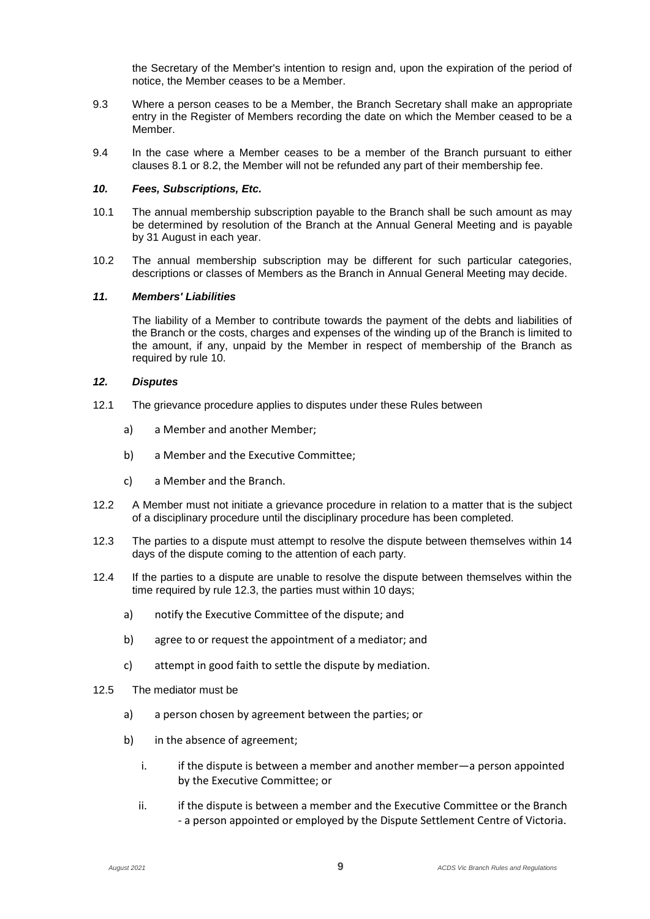the Secretary of the Member's intention to resign and, upon the expiration of the period of notice, the Member ceases to be a Member.

9.3 Where a person ceases to be a Member, the Branch Secretary shall make an appropriate entry in the Register of Members recording the date on which the Member ceased to be a Member.

9.4 In the case where a Member ceases to be a member of the Branch pursuant to either clauses 8.1 or 8.2, the Member will not be refunded any part of their membership fee.

### *10. Fees, Subscriptions, Etc.*

10.1 The annual membership subscription payable to the Branch shall be such amount as may be determined by resolution of the Branch at the Annual General Meeting and is payable by 31 August in each year.

10.2 The annual membership subscription may be different for such particular categories, descriptions or classes of Members as the Branch in Annual General Meeting may decide.

### *11. Members' Liabilities*

The liability of a Member to contribute towards the payment of the debts and liabilities of the Branch or the costs, charges and expenses of the winding up of the Branch is limited to the amount, if any, unpaid by the Member in respect of membership of the Branch as required by rule 10.

### *12. Disputes*

12.1 The grievance procedure applies to disputes under these Rules between

a) a Member and another Member;

b) a Member and the Executive Committee;

c) a Member and the Branch.

12.2 A Member must not initiate a grievance procedure in relation to a matter that is the subject of a disciplinary procedure until the disciplinary procedure has been completed.

12.3 The parties to a dispute must attempt to resolve the dispute between themselves within 14 days of the dispute coming to the attention of each party.

12.4 If the parties to a dispute are unable to resolve the dispute between themselves within the time required by rule 12.3, the parties must within 10 days;

a) notify the Executive Committee of the dispute; and

b) agree to or request the appointment of a mediator; and

c) attempt in good faith to settle the dispute by mediation.

12.5 The mediator must be

a) a person chosen by agreement between the parties; or

b) in the absence of agreement;

   i. if the dispute is between a member and another member—a person appointed by the Executive Committee; or

   ii. if the dispute is between a member and the Executive Committee or the Branch - a person appointed or employed by the Dispute Settlement Centre of Victoria.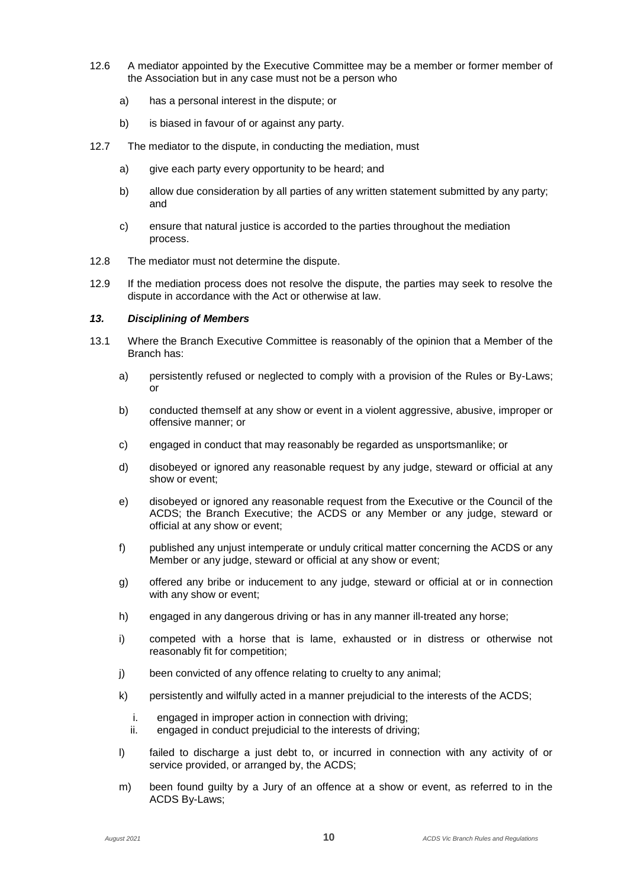12.6 A mediator appointed by the Executive Committee may be a member or former member of the Association but in any case must not be a person who

a) has a personal interest in the dispute; or

b) is biased in favour of or against any party.

12.7 The mediator to the dispute, in conducting the mediation, must

a) give each party every opportunity to be heard; and

b) allow due consideration by all parties of any written statement submitted by any party; and

c) ensure that natural justice is accorded to the parties throughout the mediation process.

12.8 The mediator must not determine the dispute.

12.9 If the mediation process does not resolve the dispute, the parties may seek to resolve the dispute in accordance with the Act or otherwise at law.

### *13. Disciplining of Members*

13.1 Where the Branch Executive Committee is reasonably of the opinion that a Member of the Branch has:

a) persistently refused or neglected to comply with a provision of the Rules or By-Laws; or

b) conducted themself at any show or event in a violent aggressive, abusive, improper or offensive manner; or

c) engaged in conduct that may reasonably be regarded as unsportsmanlike; or

d) disobeyed or ignored any reasonable request by any judge, steward or official at any show or event;

e) disobeyed or ignored any reasonable request from the Executive or the Council of the ACDS; the Branch Executive; the ACDS or any Member or any judge, steward or official at any show or event;

f) published any unjust intemperate or unduly critical matter concerning the ACDS or any Member or any judge, steward or official at any show or event;

g) offered any bribe or inducement to any judge, steward or official at or in connection with any show or event;

h) engaged in any dangerous driving or has in any manner ill-treated any horse;

i) competed with a horse that is lame, exhausted or in distress or otherwise not reasonably fit for competition;

j) been convicted of any offence relating to cruelty to any animal;

k) persistently and wilfully acted in a manner prejudicial to the interests of the ACDS;

   i. engaged in improper action in connection with driving;
   ii. engaged in conduct prejudicial to the interests of driving;

l) failed to discharge a just debt to, or incurred in connection with any activity of or service provided, or arranged by, the ACDS;

m) been found guilty by a Jury of an offence at a show or event, as referred to in the ACDS By-Laws;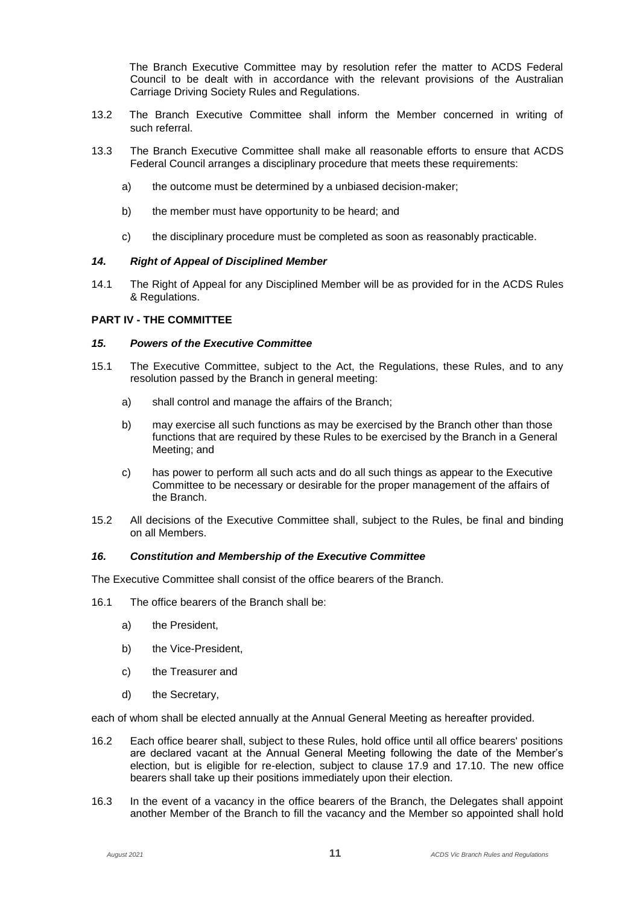The Branch Executive Committee may by resolution refer the matter to ACDS Federal Council to be dealt with in accordance with the relevant provisions of the Australian Carriage Driving Society Rules and Regulations.

13.2 The Branch Executive Committee shall inform the Member concerned in writing of such referral.

13.3 The Branch Executive Committee shall make all reasonable efforts to ensure that ACDS Federal Council arranges a disciplinary procedure that meets these requirements:

a) the outcome must be determined by a unbiased decision-maker;

b) the member must have opportunity to be heard; and

c) the disciplinary procedure must be completed as soon as reasonably practicable.

### *14. Right of Appeal of Disciplined Member*

14.1 The Right of Appeal for any Disciplined Member will be as provided for in the ACDS Rules & Regulations.

## PART IV - THE COMMITTEE

### *15. Powers of the Executive Committee*

15.1 The Executive Committee, subject to the Act, the Regulations, these Rules, and to any resolution passed by the Branch in general meeting:

a) shall control and manage the affairs of the Branch;

b) may exercise all such functions as may be exercised by the Branch other than those functions that are required by these Rules to be exercised by the Branch in a General Meeting; and

c) has power to perform all such acts and do all such things as appear to the Executive Committee to be necessary or desirable for the proper management of the affairs of the Branch.

15.2 All decisions of the Executive Committee shall, subject to the Rules, be final and binding on all Members.

### *16. Constitution and Membership of the Executive Committee*

The Executive Committee shall consist of the office bearers of the Branch.

16.1 The office bearers of the Branch shall be:

a) the President,

b) the Vice-President,

c) the Treasurer and

d) the Secretary,

each of whom shall be elected annually at the Annual General Meeting as hereafter provided.

16.2 Each office bearer shall, subject to these Rules, hold office until all office bearers' positions are declared vacant at the Annual General Meeting following the date of the Member's election, but is eligible for re-election, subject to clause 17.9 and 17.10. The new office bearers shall take up their positions immediately upon their election.

16.3 In the event of a vacancy in the office bearers of the Branch, the Delegates shall appoint another Member of the Branch to fill the vacancy and the Member so appointed shall hold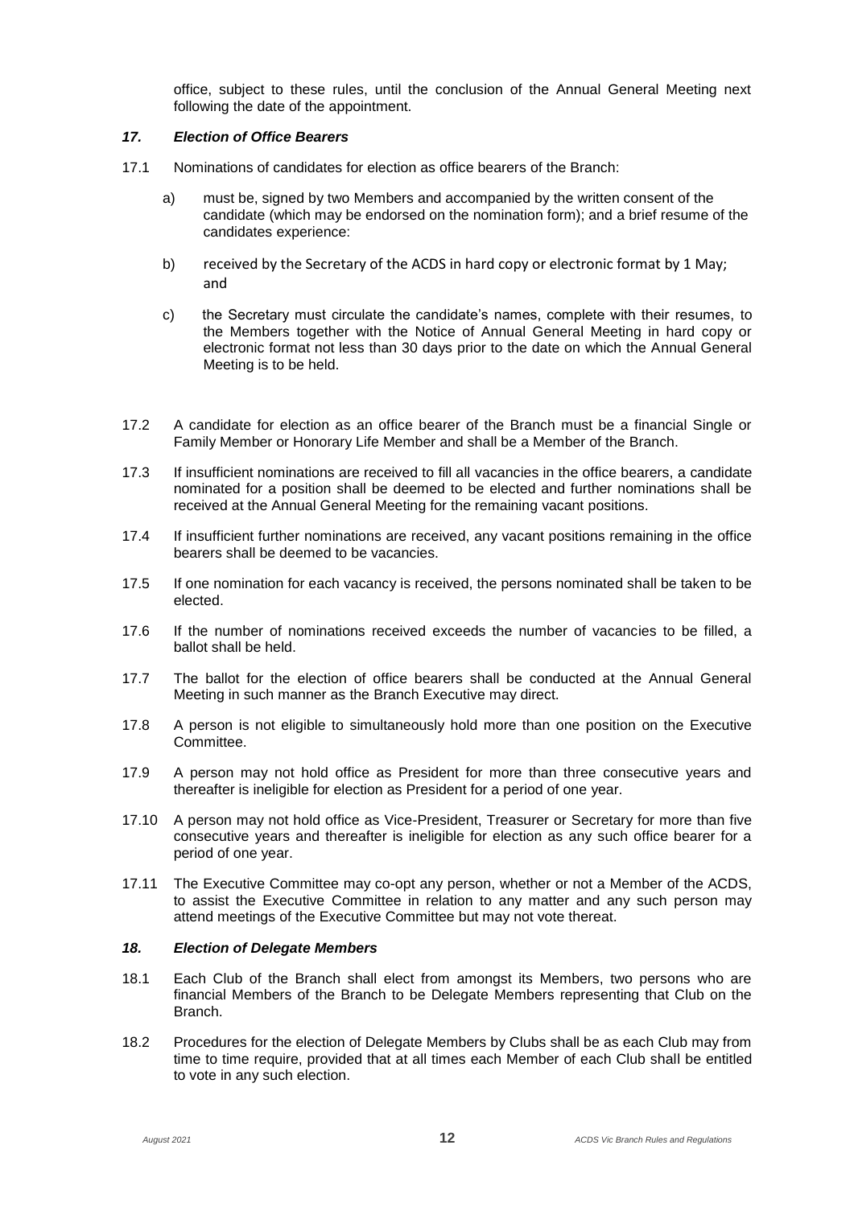office, subject to these rules, until the conclusion of the Annual General Meeting next following the date of the appointment.

### *17. Election of Office Bearers*

17.1 Nominations of candidates for election as office bearers of the Branch:

a) must be, signed by two Members and accompanied by the written consent of the candidate (which may be endorsed on the nomination form); and a brief resume of the candidates experience:

b) received by the Secretary of the ACDS in hard copy or electronic format by 1 May; and

c) the Secretary must circulate the candidate's names, complete with their resumes, to the Members together with the Notice of Annual General Meeting in hard copy or electronic format not less than 30 days prior to the date on which the Annual General Meeting is to be held.

17.2 A candidate for election as an office bearer of the Branch must be a financial Single or Family Member or Honorary Life Member and shall be a Member of the Branch.

17.3 If insufficient nominations are received to fill all vacancies in the office bearers, a candidate nominated for a position shall be deemed to be elected and further nominations shall be received at the Annual General Meeting for the remaining vacant positions.

17.4 If insufficient further nominations are received, any vacant positions remaining in the office bearers shall be deemed to be vacancies.

17.5 If one nomination for each vacancy is received, the persons nominated shall be taken to be elected.

17.6 If the number of nominations received exceeds the number of vacancies to be filled, a ballot shall be held.

17.7 The ballot for the election of office bearers shall be conducted at the Annual General Meeting in such manner as the Branch Executive may direct.

17.8 A person is not eligible to simultaneously hold more than one position on the Executive Committee.

17.9 A person may not hold office as President for more than three consecutive years and thereafter is ineligible for election as President for a period of one year.

17.10 A person may not hold office as Vice-President, Treasurer or Secretary for more than five consecutive years and thereafter is ineligible for election as any such office bearer for a period of one year.

17.11 The Executive Committee may co-opt any person, whether or not a Member of the ACDS, to assist the Executive Committee in relation to any matter and any such person may attend meetings of the Executive Committee but may not vote thereat.

### *18. Election of Delegate Members*

18.1 Each Club of the Branch shall elect from amongst its Members, two persons who are financial Members of the Branch to be Delegate Members representing that Club on the Branch.

18.2 Procedures for the election of Delegate Members by Clubs shall be as each Club may from time to time require, provided that at all times each Member of each Club shall be entitled to vote in any such election.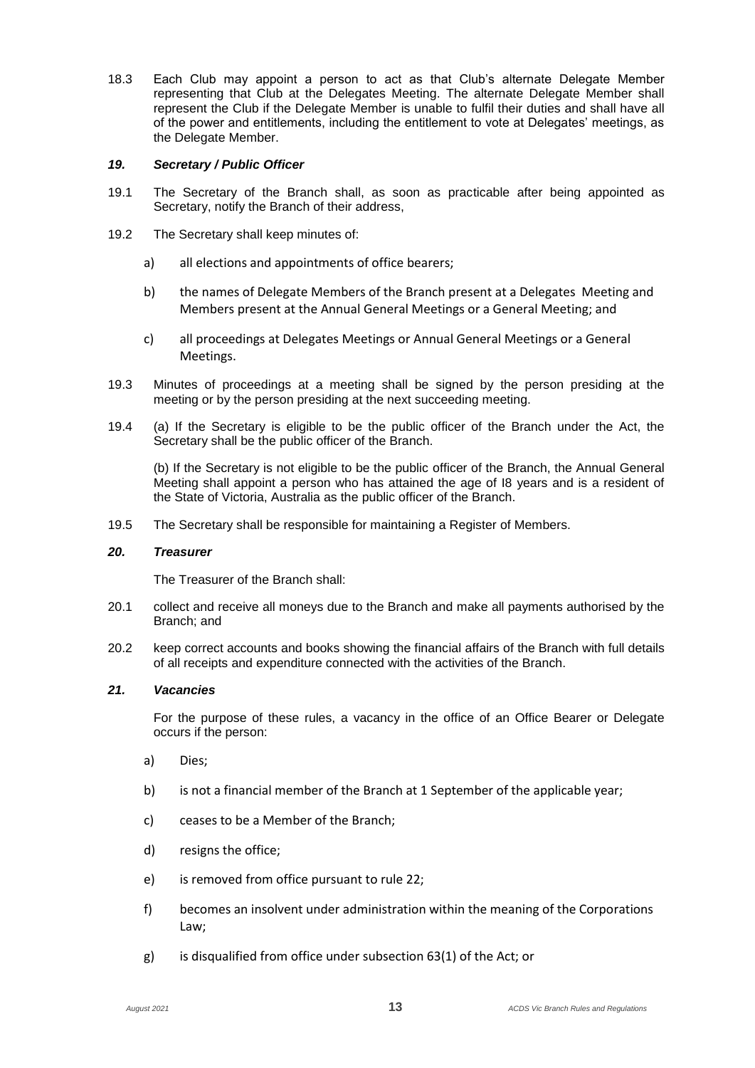18.3 Each Club may appoint a person to act as that Club's alternate Delegate Member representing that Club at the Delegates Meeting. The alternate Delegate Member shall represent the Club if the Delegate Member is unable to fulfil their duties and shall have all of the power and entitlements, including the entitlement to vote at Delegates' meetings, as the Delegate Member.

### *19. Secretary / Public Officer*

19.1 The Secretary of the Branch shall, as soon as practicable after being appointed as Secretary, notify the Branch of their address,

19.2 The Secretary shall keep minutes of:

- a) all elections and appointments of office bearers;
- b) the names of Delegate Members of the Branch present at a Delegates Meeting and Members present at the Annual General Meetings or a General Meeting; and
- c) all proceedings at Delegates Meetings or Annual General Meetings or a General Meetings.

19.3 Minutes of proceedings at a meeting shall be signed by the person presiding at the meeting or by the person presiding at the next succeeding meeting.

19.4 (a) If the Secretary is eligible to be the public officer of the Branch under the Act, the Secretary shall be the public officer of the Branch.

(b) If the Secretary is not eligible to be the public officer of the Branch, the Annual General Meeting shall appoint a person who has attained the age of I8 years and is a resident of the State of Victoria, Australia as the public officer of the Branch.

19.5 The Secretary shall be responsible for maintaining a Register of Members.

### *20. Treasurer*

The Treasurer of the Branch shall:

20.1 collect and receive all moneys due to the Branch and make all payments authorised by the Branch; and

20.2 keep correct accounts and books showing the financial affairs of the Branch with full details of all receipts and expenditure connected with the activities of the Branch.

### *21. Vacancies*

For the purpose of these rules, a vacancy in the office of an Office Bearer or Delegate occurs if the person:

- a) Dies;
- b) is not a financial member of the Branch at 1 September of the applicable year;
- c) ceases to be a Member of the Branch;
- d) resigns the office;
- e) is removed from office pursuant to rule 22;
- f) becomes an insolvent under administration within the meaning of the Corporations Law;
- g) is disqualified from office under subsection 63(1) of the Act; or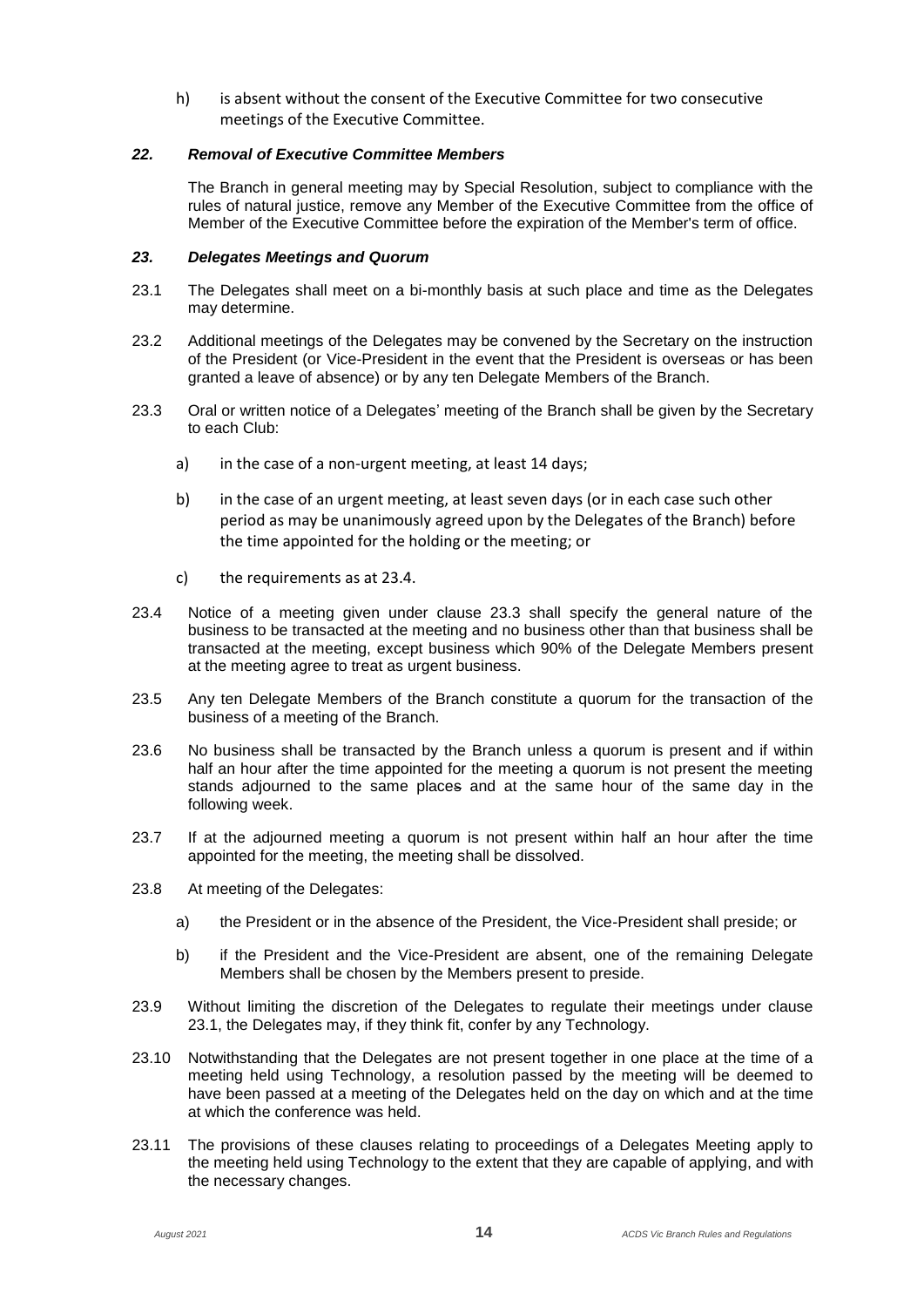h) is absent without the consent of the Executive Committee for two consecutive meetings of the Executive Committee.

### *22. Removal of Executive Committee Members*

The Branch in general meeting may by Special Resolution, subject to compliance with the rules of natural justice, remove any Member of the Executive Committee from the office of Member of the Executive Committee before the expiration of the Member's term of office.

### *23. Delegates Meetings and Quorum*

23.1 The Delegates shall meet on a bi-monthly basis at such place and time as the Delegates may determine.

23.2 Additional meetings of the Delegates may be convened by the Secretary on the instruction of the President (or Vice-President in the event that the President is overseas or has been granted a leave of absence) or by any ten Delegate Members of the Branch.

23.3 Oral or written notice of a Delegates' meeting of the Branch shall be given by the Secretary to each Club:

a) in the case of a non-urgent meeting, at least 14 days;

b) in the case of an urgent meeting, at least seven days (or in each case such other period as may be unanimously agreed upon by the Delegates of the Branch) before the time appointed for the holding or the meeting; or

c) the requirements as at 23.4.

23.4 Notice of a meeting given under clause 23.3 shall specify the general nature of the business to be transacted at the meeting and no business other than that business shall be transacted at the meeting, except business which 90% of the Delegate Members present at the meeting agree to treat as urgent business.

23.5 Any ten Delegate Members of the Branch constitute a quorum for the transaction of the business of a meeting of the Branch.

23.6 No business shall be transacted by the Branch unless a quorum is present and if within half an hour after the time appointed for the meeting a quorum is not present the meeting stands adjourned to the same places and at the same hour of the same day in the following week.

23.7 If at the adjourned meeting a quorum is not present within half an hour after the time appointed for the meeting, the meeting shall be dissolved.

23.8 At meeting of the Delegates:

a) the President or in the absence of the President, the Vice-President shall preside; or

b) if the President and the Vice-President are absent, one of the remaining Delegate Members shall be chosen by the Members present to preside.

23.9 Without limiting the discretion of the Delegates to regulate their meetings under clause 23.1, the Delegates may, if they think fit, confer by any Technology.

23.10 Notwithstanding that the Delegates are not present together in one place at the time of a meeting held using Technology, a resolution passed by the meeting will be deemed to have been passed at a meeting of the Delegates held on the day on which and at the time at which the conference was held.

23.11 The provisions of these clauses relating to proceedings of a Delegates Meeting apply to the meeting held using Technology to the extent that they are capable of applying, and with the necessary changes.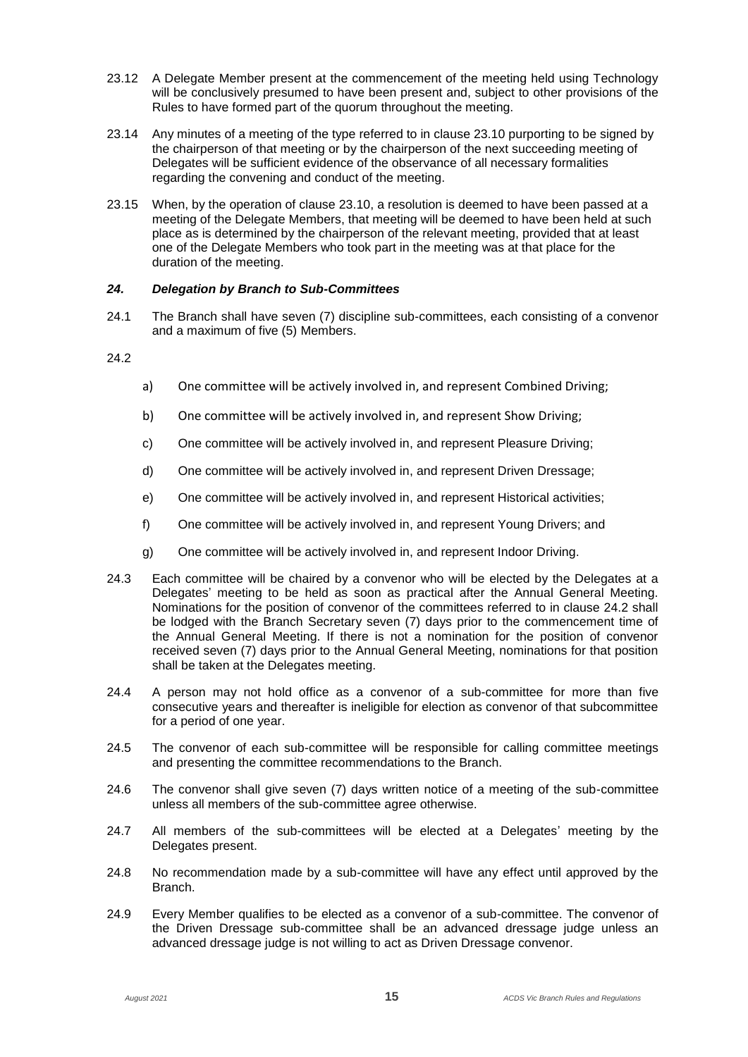23.12 A Delegate Member present at the commencement of the meeting held using Technology will be conclusively presumed to have been present and, subject to other provisions of the Rules to have formed part of the quorum throughout the meeting.

23.14 Any minutes of a meeting of the type referred to in clause 23.10 purporting to be signed by the chairperson of that meeting or by the chairperson of the next succeeding meeting of Delegates will be sufficient evidence of the observance of all necessary formalities regarding the convening and conduct of the meeting.

23.15 When, by the operation of clause 23.10, a resolution is deemed to have been passed at a meeting of the Delegate Members, that meeting will be deemed to have been held at such place as is determined by the chairperson of the relevant meeting, provided that at least one of the Delegate Members who took part in the meeting was at that place for the duration of the meeting.

### *24. Delegation by Branch to Sub-Committees*

24.1 The Branch shall have seven (7) discipline sub-committees, each consisting of a convenor and a maximum of five (5) Members.

24.2

a) One committee will be actively involved in, and represent Combined Driving;

b) One committee will be actively involved in, and represent Show Driving;

c) One committee will be actively involved in, and represent Pleasure Driving;

d) One committee will be actively involved in, and represent Driven Dressage;

e) One committee will be actively involved in, and represent Historical activities;

f) One committee will be actively involved in, and represent Young Drivers; and

g) One committee will be actively involved in, and represent Indoor Driving.

24.3 Each committee will be chaired by a convenor who will be elected by the Delegates at a Delegates' meeting to be held as soon as practical after the Annual General Meeting. Nominations for the position of convenor of the committees referred to in clause 24.2 shall be lodged with the Branch Secretary seven (7) days prior to the commencement time of the Annual General Meeting. If there is not a nomination for the position of convenor received seven (7) days prior to the Annual General Meeting, nominations for that position shall be taken at the Delegates meeting.

24.4 A person may not hold office as a convenor of a sub-committee for more than five consecutive years and thereafter is ineligible for election as convenor of that subcommittee for a period of one year.

24.5 The convenor of each sub-committee will be responsible for calling committee meetings and presenting the committee recommendations to the Branch.

24.6 The convenor shall give seven (7) days written notice of a meeting of the sub-committee unless all members of the sub-committee agree otherwise.

24.7 All members of the sub-committees will be elected at a Delegates' meeting by the Delegates present.

24.8 No recommendation made by a sub-committee will have any effect until approved by the Branch.

24.9 Every Member qualifies to be elected as a convenor of a sub-committee. The convenor of the Driven Dressage sub-committee shall be an advanced dressage judge unless an advanced dressage judge is not willing to act as Driven Dressage convenor.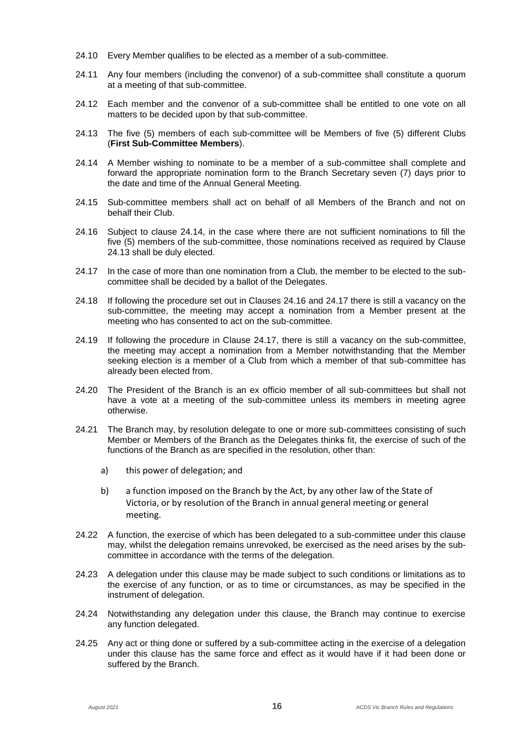24.10 Every Member qualifies to be elected as a member of a sub-committee.

24.11 Any four members (including the convenor) of a sub-committee shall constitute a quorum at a meeting of that sub-committee.

24.12 Each member and the convenor of a sub-committee shall be entitled to one vote on all matters to be decided upon by that sub-committee.

24.13 The five (5) members of each sub-committee will be Members of five (5) different Clubs (**First Sub-Committee Members**).

24.14 A Member wishing to nominate to be a member of a sub-committee shall complete and forward the appropriate nomination form to the Branch Secretary seven (7) days prior to the date and time of the Annual General Meeting.

24.15 Sub-committee members shall act on behalf of all Members of the Branch and not on behalf their Club.

24.16 Subject to clause 24.14, in the case where there are not sufficient nominations to fill the five (5) members of the sub-committee, those nominations received as required by Clause 24.13 shall be duly elected.

24.17 In the case of more than one nomination from a Club, the member to be elected to the sub-committee shall be decided by a ballot of the Delegates.

24.18 If following the procedure set out in Clauses 24.16 and 24.17 there is still a vacancy on the sub-committee, the meeting may accept a nomination from a Member present at the meeting who has consented to act on the sub-committee.

24.19 If following the procedure in Clause 24.17, there is still a vacancy on the sub-committee, the meeting may accept a nomination from a Member notwithstanding that the Member seeking election is a member of a Club from which a member of that sub-committee has already been elected from.

24.20 The President of the Branch is an ex officio member of all sub-committees but shall not have a vote at a meeting of the sub-committee unless its members in meeting agree otherwise.

24.21 The Branch may, by resolution delegate to one or more sub-committees consisting of such Member or Members of the Branch as the Delegates thinks fit, the exercise of such of the functions of the Branch as are specified in the resolution, other than:

a) this power of delegation; and

b) a function imposed on the Branch by the Act, by any other law of the State of Victoria, or by resolution of the Branch in annual general meeting or general meeting.

24.22 A function, the exercise of which has been delegated to a sub-committee under this clause may, whilst the delegation remains unrevoked, be exercised as the need arises by the sub-committee in accordance with the terms of the delegation.

24.23 A delegation under this clause may be made subject to such conditions or limitations as to the exercise of any function, or as to time or circumstances, as may be specified in the instrument of delegation.

24.24 Notwithstanding any delegation under this clause, the Branch may continue to exercise any function delegated.

24.25 Any act or thing done or suffered by a sub-committee acting in the exercise of a delegation under this clause has the same force and effect as it would have if it had been done or suffered by the Branch.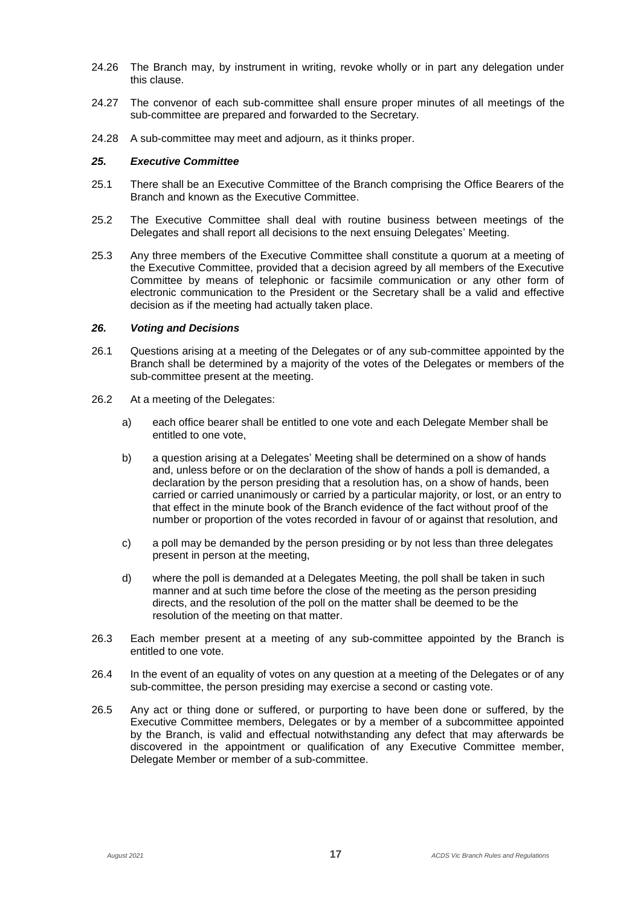24.26 The Branch may, by instrument in writing, revoke wholly or in part any delegation under this clause.

24.27 The convenor of each sub-committee shall ensure proper minutes of all meetings of the sub-committee are prepared and forwarded to the Secretary.

24.28 A sub-committee may meet and adjourn, as it thinks proper.

### *25. Executive Committee*

25.1 There shall be an Executive Committee of the Branch comprising the Office Bearers of the Branch and known as the Executive Committee.

25.2 The Executive Committee shall deal with routine business between meetings of the Delegates and shall report all decisions to the next ensuing Delegates' Meeting.

25.3 Any three members of the Executive Committee shall constitute a quorum at a meeting of the Executive Committee, provided that a decision agreed by all members of the Executive Committee by means of telephonic or facsimile communication or any other form of electronic communication to the President or the Secretary shall be a valid and effective decision as if the meeting had actually taken place.

### *26. Voting and Decisions*

26.1 Questions arising at a meeting of the Delegates or of any sub-committee appointed by the Branch shall be determined by a majority of the votes of the Delegates or members of the sub-committee present at the meeting.

26.2 At a meeting of the Delegates:

a) each office bearer shall be entitled to one vote and each Delegate Member shall be entitled to one vote,

b) a question arising at a Delegates' Meeting shall be determined on a show of hands and, unless before or on the declaration of the show of hands a poll is demanded, a declaration by the person presiding that a resolution has, on a show of hands, been carried or carried unanimously or carried by a particular majority, or lost, or an entry to that effect in the minute book of the Branch evidence of the fact without proof of the number or proportion of the votes recorded in favour of or against that resolution, and

c) a poll may be demanded by the person presiding or by not less than three delegates present in person at the meeting,

d) where the poll is demanded at a Delegates Meeting, the poll shall be taken in such manner and at such time before the close of the meeting as the person presiding directs, and the resolution of the poll on the matter shall be deemed to be the resolution of the meeting on that matter.

26.3 Each member present at a meeting of any sub-committee appointed by the Branch is entitled to one vote.

26.4 In the event of an equality of votes on any question at a meeting of the Delegates or of any sub-committee, the person presiding may exercise a second or casting vote.

26.5 Any act or thing done or suffered, or purporting to have been done or suffered, by the Executive Committee members, Delegates or by a member of a subcommittee appointed by the Branch, is valid and effectual notwithstanding any defect that may afterwards be discovered in the appointment or qualification of any Executive Committee member, Delegate Member or member of a sub-committee.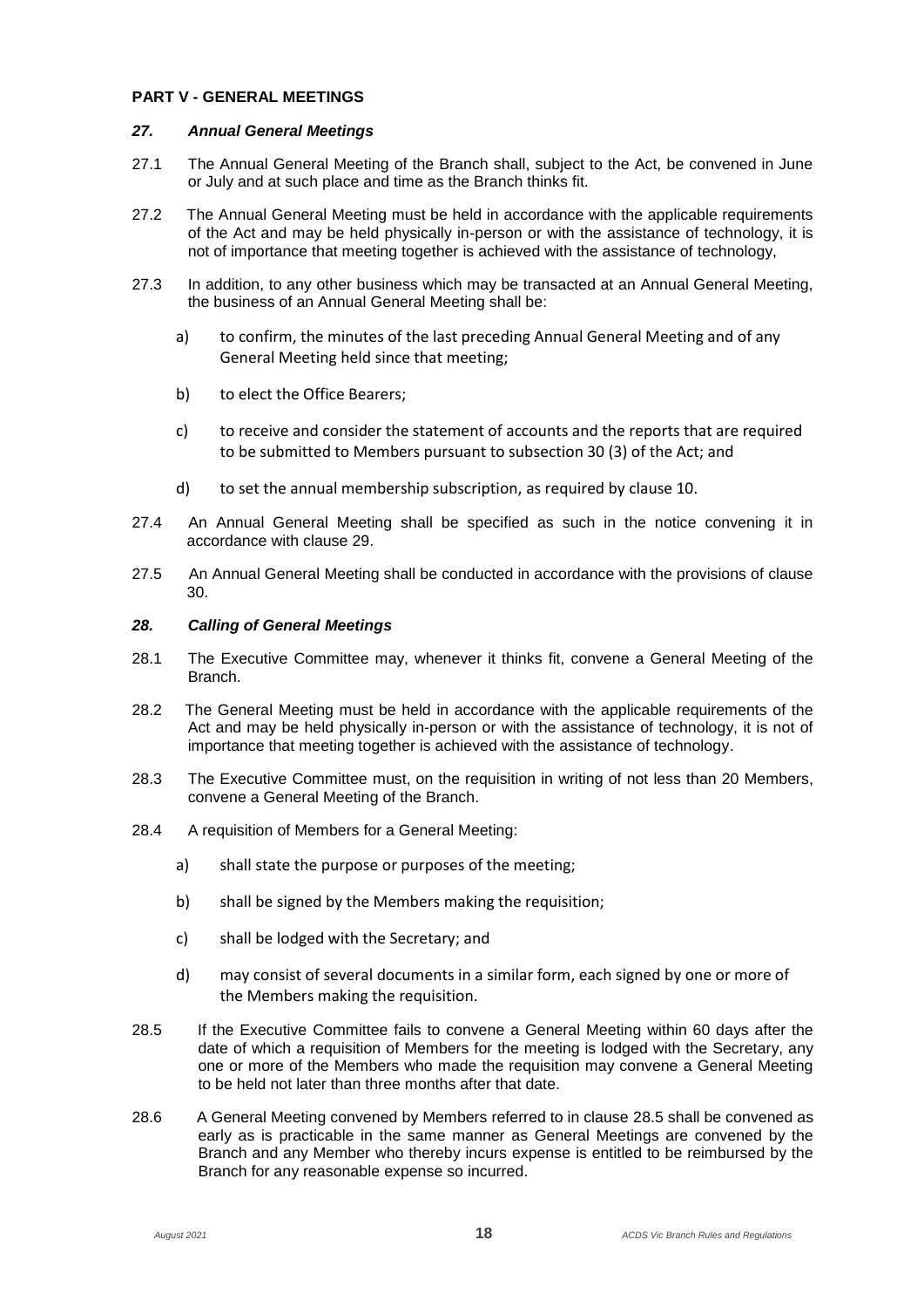**PART V - GENERAL MEETINGS**

***27. Annual General Meetings***

27.1 The Annual General Meeting of the Branch shall, subject to the Act, be convened in June or July and at such place and time as the Branch thinks fit.

27.2 The Annual General Meeting must be held in accordance with the applicable requirements of the Act and may be held physically in-person or with the assistance of technology, it is not of importance that meeting together is achieved with the assistance of technology,

27.3 In addition, to any other business which may be transacted at an Annual General Meeting, the business of an Annual General Meeting shall be:

a) to confirm, the minutes of the last preceding Annual General Meeting and of any General Meeting held since that meeting;

b) to elect the Office Bearers;

c) to receive and consider the statement of accounts and the reports that are required to be submitted to Members pursuant to subsection 30 (3) of the Act; and

d) to set the annual membership subscription, as required by clause 10.

27.4 An Annual General Meeting shall be specified as such in the notice convening it in accordance with clause 29.

27.5 An Annual General Meeting shall be conducted in accordance with the provisions of clause 30.

***28. Calling of General Meetings***

28.1 The Executive Committee may, whenever it thinks fit, convene a General Meeting of the Branch.

28.2 The General Meeting must be held in accordance with the applicable requirements of the Act and may be held physically in-person or with the assistance of technology, it is not of importance that meeting together is achieved with the assistance of technology.

28.3 The Executive Committee must, on the requisition in writing of not less than 20 Members, convene a General Meeting of the Branch.

28.4 A requisition of Members for a General Meeting:

a) shall state the purpose or purposes of the meeting;

b) shall be signed by the Members making the requisition;

c) shall be lodged with the Secretary; and

d) may consist of several documents in a similar form, each signed by one or more of the Members making the requisition.

28.5 If the Executive Committee fails to convene a General Meeting within 60 days after the date of which a requisition of Members for the meeting is lodged with the Secretary, any one or more of the Members who made the requisition may convene a General Meeting to be held not later than three months after that date.

28.6 A General Meeting convened by Members referred to in clause 28.5 shall be convened as early as is practicable in the same manner as General Meetings are convened by the Branch and any Member who thereby incurs expense is entitled to be reimbursed by the Branch for any reasonable expense so incurred.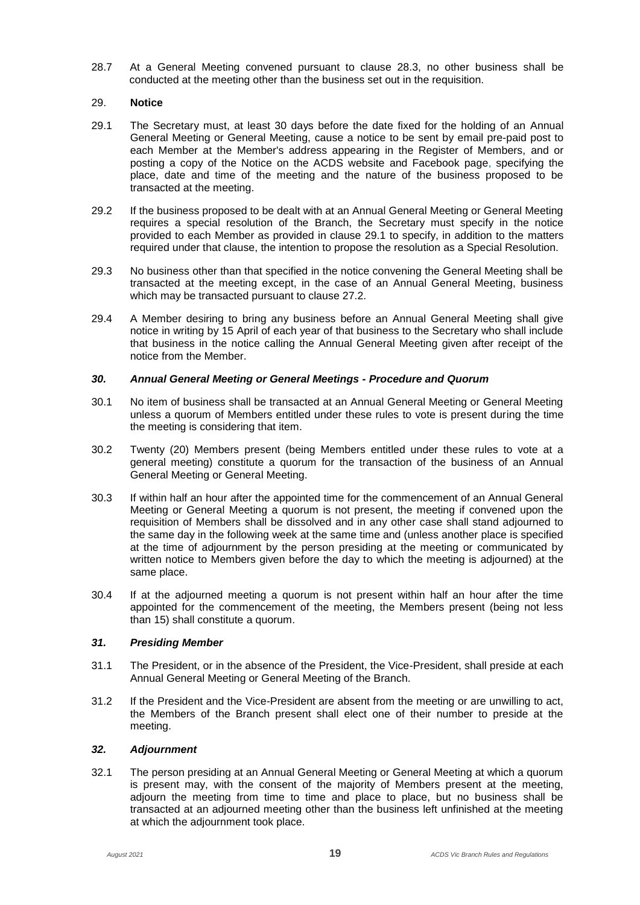28.7 At a General Meeting convened pursuant to clause 28.3, no other business shall be conducted at the meeting other than the business set out in the requisition.

## 29. **Notice**

29.1 The Secretary must, at least 30 days before the date fixed for the holding of an Annual General Meeting or General Meeting, cause a notice to be sent by email pre-paid post to each Member at the Member's address appearing in the Register of Members, and or posting a copy of the Notice on the ACDS website and Facebook page, specifying the place, date and time of the meeting and the nature of the business proposed to be transacted at the meeting.

29.2 If the business proposed to be dealt with at an Annual General Meeting or General Meeting requires a special resolution of the Branch, the Secretary must specify in the notice provided to each Member as provided in clause 29.1 to specify, in addition to the matters required under that clause, the intention to propose the resolution as a Special Resolution.

29.3 No business other than that specified in the notice convening the General Meeting shall be transacted at the meeting except, in the case of an Annual General Meeting, business which may be transacted pursuant to clause 27.2.

29.4 A Member desiring to bring any business before an Annual General Meeting shall give notice in writing by 15 April of each year of that business to the Secretary who shall include that business in the notice calling the Annual General Meeting given after receipt of the notice from the Member.

## *30. Annual General Meeting or General Meetings - Procedure and Quorum*

30.1 No item of business shall be transacted at an Annual General Meeting or General Meeting unless a quorum of Members entitled under these rules to vote is present during the time the meeting is considering that item.

30.2 Twenty (20) Members present (being Members entitled under these rules to vote at a general meeting) constitute a quorum for the transaction of the business of an Annual General Meeting or General Meeting.

30.3 If within half an hour after the appointed time for the commencement of an Annual General Meeting or General Meeting a quorum is not present, the meeting if convened upon the requisition of Members shall be dissolved and in any other case shall stand adjourned to the same day in the following week at the same time and (unless another place is specified at the time of adjournment by the person presiding at the meeting or communicated by written notice to Members given before the day to which the meeting is adjourned) at the same place.

30.4 If at the adjourned meeting a quorum is not present within half an hour after the time appointed for the commencement of the meeting, the Members present (being not less than 15) shall constitute a quorum.

## *31. Presiding Member*

31.1 The President, or in the absence of the President, the Vice-President, shall preside at each Annual General Meeting or General Meeting of the Branch.

31.2 If the President and the Vice-President are absent from the meeting or are unwilling to act, the Members of the Branch present shall elect one of their number to preside at the meeting.

## *32. Adjournment*

32.1 The person presiding at an Annual General Meeting or General Meeting at which a quorum is present may, with the consent of the majority of Members present at the meeting, adjourn the meeting from time to time and place to place, but no business shall be transacted at an adjourned meeting other than the business left unfinished at the meeting at which the adjournment took place.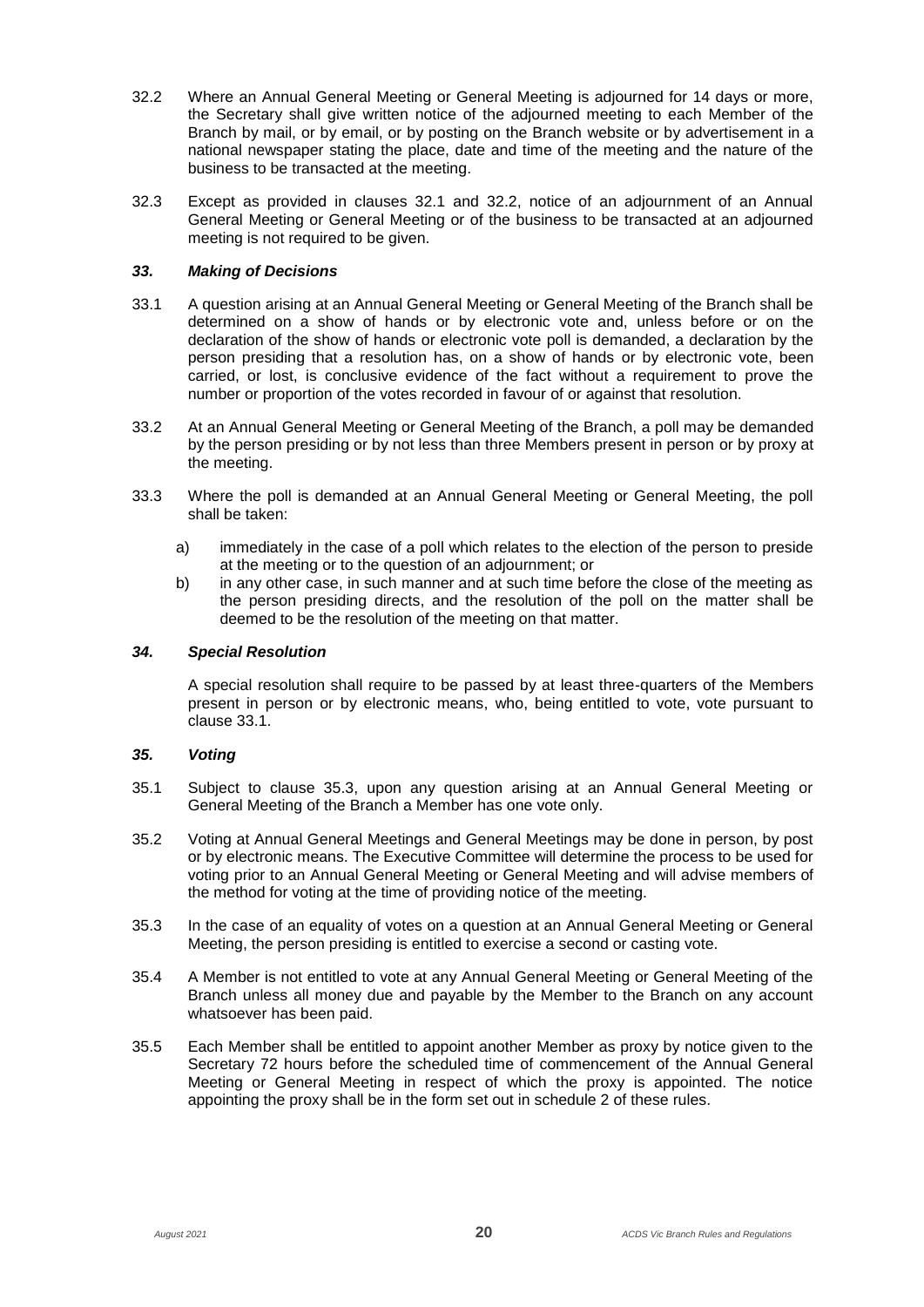32.2 Where an Annual General Meeting or General Meeting is adjourned for 14 days or more, the Secretary shall give written notice of the adjourned meeting to each Member of the Branch by mail, or by email, or by posting on the Branch website or by advertisement in a national newspaper stating the place, date and time of the meeting and the nature of the business to be transacted at the meeting.

32.3 Except as provided in clauses 32.1 and 32.2, notice of an adjournment of an Annual General Meeting or General Meeting or of the business to be transacted at an adjourned meeting is not required to be given.

### *33. Making of Decisions*

33.1 A question arising at an Annual General Meeting or General Meeting of the Branch shall be determined on a show of hands or by electronic vote and, unless before or on the declaration of the show of hands or electronic vote poll is demanded, a declaration by the person presiding that a resolution has, on a show of hands or by electronic vote, been carried, or lost, is conclusive evidence of the fact without a requirement to prove the number or proportion of the votes recorded in favour of or against that resolution.

33.2 At an Annual General Meeting or General Meeting of the Branch, a poll may be demanded by the person presiding or by not less than three Members present in person or by proxy at the meeting.

33.3 Where the poll is demanded at an Annual General Meeting or General Meeting, the poll shall be taken:

a) immediately in the case of a poll which relates to the election of the person to preside at the meeting or to the question of an adjournment; or
b) in any other case, in such manner and at such time before the close of the meeting as the person presiding directs, and the resolution of the poll on the matter shall be deemed to be the resolution of the meeting on that matter.

### *34. Special Resolution*

A special resolution shall require to be passed by at least three-quarters of the Members present in person or by electronic means, who, being entitled to vote, vote pursuant to clause 33.1.

### *35. Voting*

35.1 Subject to clause 35.3, upon any question arising at an Annual General Meeting or General Meeting of the Branch a Member has one vote only.

35.2 Voting at Annual General Meetings and General Meetings may be done in person, by post or by electronic means. The Executive Committee will determine the process to be used for voting prior to an Annual General Meeting or General Meeting and will advise members of the method for voting at the time of providing notice of the meeting.

35.3 In the case of an equality of votes on a question at an Annual General Meeting or General Meeting, the person presiding is entitled to exercise a second or casting vote.

35.4 A Member is not entitled to vote at any Annual General Meeting or General Meeting of the Branch unless all money due and payable by the Member to the Branch on any account whatsoever has been paid.

35.5 Each Member shall be entitled to appoint another Member as proxy by notice given to the Secretary 72 hours before the scheduled time of commencement of the Annual General Meeting or General Meeting in respect of which the proxy is appointed. The notice appointing the proxy shall be in the form set out in schedule 2 of these rules.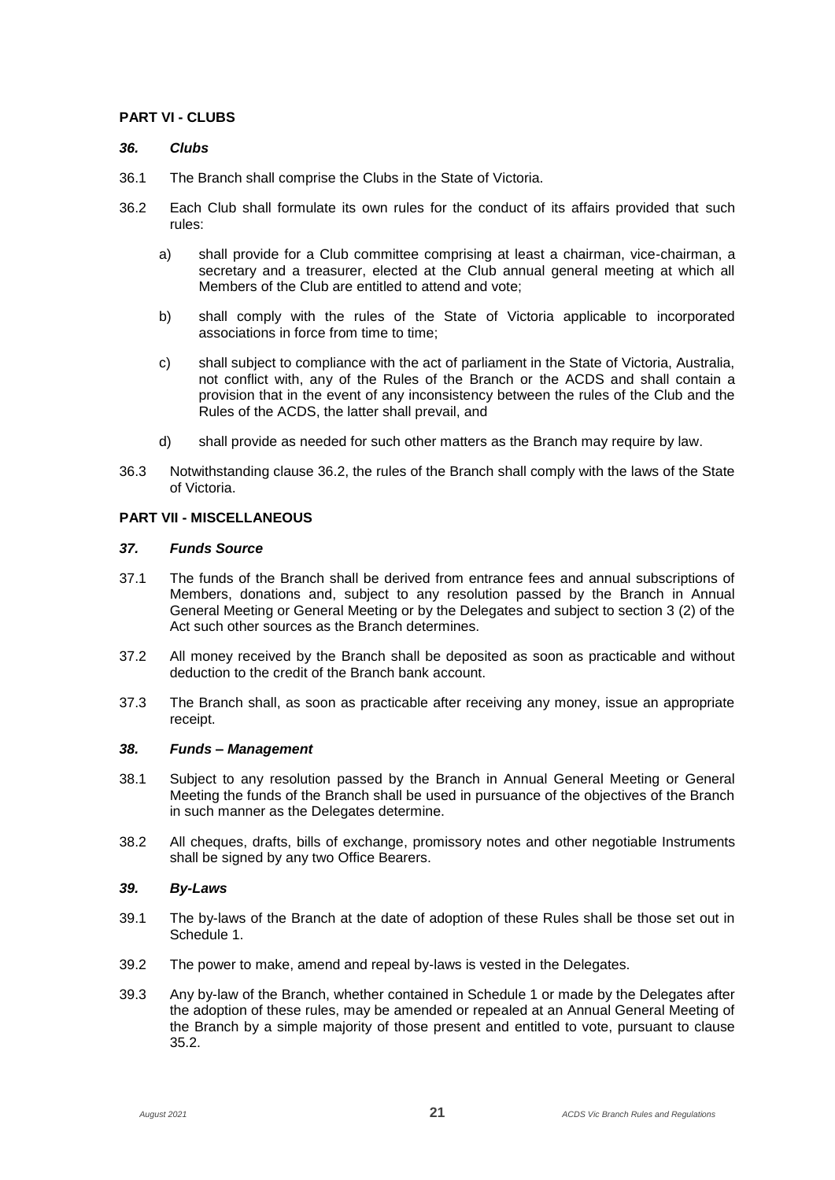## PART VI - CLUBS

### *36. Clubs*

36.1 The Branch shall comprise the Clubs in the State of Victoria.

36.2 Each Club shall formulate its own rules for the conduct of its affairs provided that such rules:

a) shall provide for a Club committee comprising at least a chairman, vice-chairman, a secretary and a treasurer, elected at the Club annual general meeting at which all Members of the Club are entitled to attend and vote;

b) shall comply with the rules of the State of Victoria applicable to incorporated associations in force from time to time;

c) shall subject to compliance with the act of parliament in the State of Victoria, Australia, not conflict with, any of the Rules of the Branch or the ACDS and shall contain a provision that in the event of any inconsistency between the rules of the Club and the Rules of the ACDS, the latter shall prevail, and

d) shall provide as needed for such other matters as the Branch may require by law.

36.3 Notwithstanding clause 36.2, the rules of the Branch shall comply with the laws of the State of Victoria.

## PART VII - MISCELLANEOUS

### *37. Funds Source*

37.1 The funds of the Branch shall be derived from entrance fees and annual subscriptions of Members, donations and, subject to any resolution passed by the Branch in Annual General Meeting or General Meeting or by the Delegates and subject to section 3 (2) of the Act such other sources as the Branch determines.

37.2 All money received by the Branch shall be deposited as soon as practicable and without deduction to the credit of the Branch bank account.

37.3 The Branch shall, as soon as practicable after receiving any money, issue an appropriate receipt.

### *38. Funds – Management*

38.1 Subject to any resolution passed by the Branch in Annual General Meeting or General Meeting the funds of the Branch shall be used in pursuance of the objectives of the Branch in such manner as the Delegates determine.

38.2 All cheques, drafts, bills of exchange, promissory notes and other negotiable Instruments shall be signed by any two Office Bearers.

### *39. By-Laws*

39.1 The by-laws of the Branch at the date of adoption of these Rules shall be those set out in Schedule 1.

39.2 The power to make, amend and repeal by-laws is vested in the Delegates.

39.3 Any by-law of the Branch, whether contained in Schedule 1 or made by the Delegates after the adoption of these rules, may be amended or repealed at an Annual General Meeting of the Branch by a simple majority of those present and entitled to vote, pursuant to clause 35.2.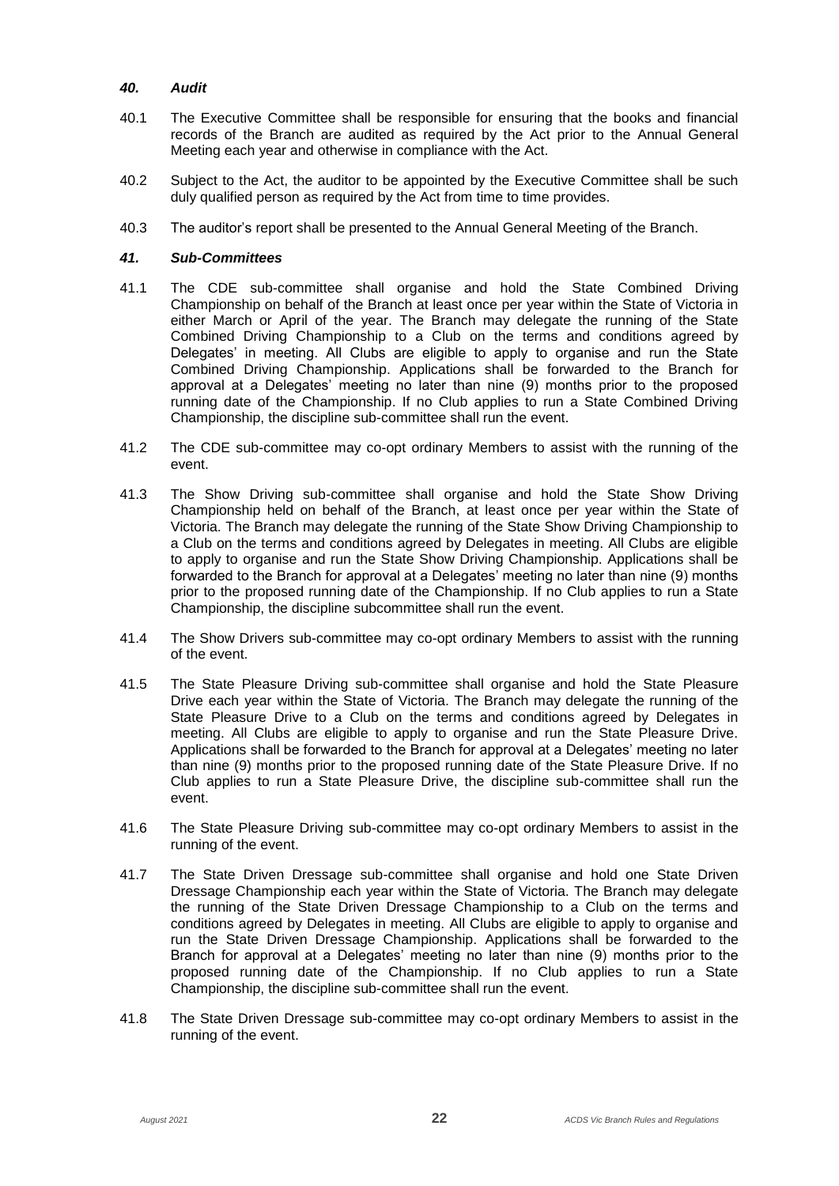### *40. Audit*

40.1 The Executive Committee shall be responsible for ensuring that the books and financial records of the Branch are audited as required by the Act prior to the Annual General Meeting each year and otherwise in compliance with the Act.

40.2 Subject to the Act, the auditor to be appointed by the Executive Committee shall be such duly qualified person as required by the Act from time to time provides.

40.3 The auditor's report shall be presented to the Annual General Meeting of the Branch.

### *41. Sub-Committees*

41.1 The CDE sub-committee shall organise and hold the State Combined Driving Championship on behalf of the Branch at least once per year within the State of Victoria in either March or April of the year. The Branch may delegate the running of the State Combined Driving Championship to a Club on the terms and conditions agreed by Delegates' in meeting. All Clubs are eligible to apply to organise and run the State Combined Driving Championship. Applications shall be forwarded to the Branch for approval at a Delegates' meeting no later than nine (9) months prior to the proposed running date of the Championship. If no Club applies to run a State Combined Driving Championship, the discipline sub-committee shall run the event.

41.2 The CDE sub-committee may co-opt ordinary Members to assist with the running of the event.

41.3 The Show Driving sub-committee shall organise and hold the State Show Driving Championship held on behalf of the Branch, at least once per year within the State of Victoria. The Branch may delegate the running of the State Show Driving Championship to a Club on the terms and conditions agreed by Delegates in meeting. All Clubs are eligible to apply to organise and run the State Show Driving Championship. Applications shall be forwarded to the Branch for approval at a Delegates' meeting no later than nine (9) months prior to the proposed running date of the Championship. If no Club applies to run a State Championship, the discipline subcommittee shall run the event.

41.4 The Show Drivers sub-committee may co-opt ordinary Members to assist with the running of the event.

41.5 The State Pleasure Driving sub-committee shall organise and hold the State Pleasure Drive each year within the State of Victoria. The Branch may delegate the running of the State Pleasure Drive to a Club on the terms and conditions agreed by Delegates in meeting. All Clubs are eligible to apply to organise and run the State Pleasure Drive. Applications shall be forwarded to the Branch for approval at a Delegates' meeting no later than nine (9) months prior to the proposed running date of the State Pleasure Drive. If no Club applies to run a State Pleasure Drive, the discipline sub-committee shall run the event.

41.6 The State Pleasure Driving sub-committee may co-opt ordinary Members to assist in the running of the event.

41.7 The State Driven Dressage sub-committee shall organise and hold one State Driven Dressage Championship each year within the State of Victoria. The Branch may delegate the running of the State Driven Dressage Championship to a Club on the terms and conditions agreed by Delegates in meeting. All Clubs are eligible to apply to organise and run the State Driven Dressage Championship. Applications shall be forwarded to the Branch for approval at a Delegates' meeting no later than nine (9) months prior to the proposed running date of the Championship. If no Club applies to run a State Championship, the discipline sub-committee shall run the event.

41.8 The State Driven Dressage sub-committee may co-opt ordinary Members to assist in the running of the event.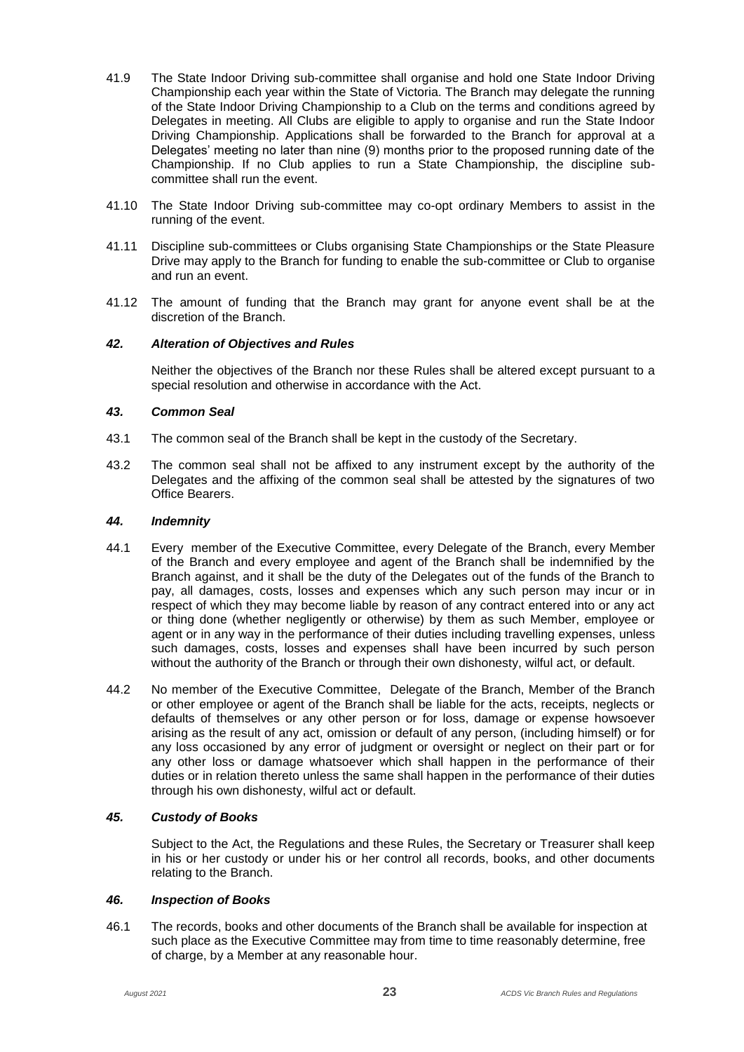41.9 The State Indoor Driving sub-committee shall organise and hold one State Indoor Driving Championship each year within the State of Victoria. The Branch may delegate the running of the State Indoor Driving Championship to a Club on the terms and conditions agreed by Delegates in meeting. All Clubs are eligible to apply to organise and run the State Indoor Driving Championship. Applications shall be forwarded to the Branch for approval at a Delegates' meeting no later than nine (9) months prior to the proposed running date of the Championship. If no Club applies to run a State Championship, the discipline sub-committee shall run the event.

41.10 The State Indoor Driving sub-committee may co-opt ordinary Members to assist in the running of the event.

41.11 Discipline sub-committees or Clubs organising State Championships or the State Pleasure Drive may apply to the Branch for funding to enable the sub-committee or Club to organise and run an event.

41.12 The amount of funding that the Branch may grant for anyone event shall be at the discretion of the Branch.

### *42. Alteration of Objectives and Rules*

Neither the objectives of the Branch nor these Rules shall be altered except pursuant to a special resolution and otherwise in accordance with the Act.

### *43. Common Seal*

43.1 The common seal of the Branch shall be kept in the custody of the Secretary.

43.2 The common seal shall not be affixed to any instrument except by the authority of the Delegates and the affixing of the common seal shall be attested by the signatures of two Office Bearers.

### *44. Indemnity*

44.1 Every member of the Executive Committee, every Delegate of the Branch, every Member of the Branch and every employee and agent of the Branch shall be indemnified by the Branch against, and it shall be the duty of the Delegates out of the funds of the Branch to pay, all damages, costs, losses and expenses which any such person may incur or in respect of which they may become liable by reason of any contract entered into or any act or thing done (whether negligently or otherwise) by them as such Member, employee or agent or in any way in the performance of their duties including travelling expenses, unless such damages, costs, losses and expenses shall have been incurred by such person without the authority of the Branch or through their own dishonesty, wilful act, or default.

44.2 No member of the Executive Committee, Delegate of the Branch, Member of the Branch or other employee or agent of the Branch shall be liable for the acts, receipts, neglects or defaults of themselves or any other person or for loss, damage or expense howsoever arising as the result of any act, omission or default of any person, (including himself) or for any loss occasioned by any error of judgment or oversight or neglect on their part or for any other loss or damage whatsoever which shall happen in the performance of their duties or in relation thereto unless the same shall happen in the performance of their duties through his own dishonesty, wilful act or default.

### *45. Custody of Books*

Subject to the Act, the Regulations and these Rules, the Secretary or Treasurer shall keep in his or her custody or under his or her control all records, books, and other documents relating to the Branch.

### *46. Inspection of Books*

46.1 The records, books and other documents of the Branch shall be available for inspection at such place as the Executive Committee may from time to time reasonably determine, free of charge, by a Member at any reasonable hour.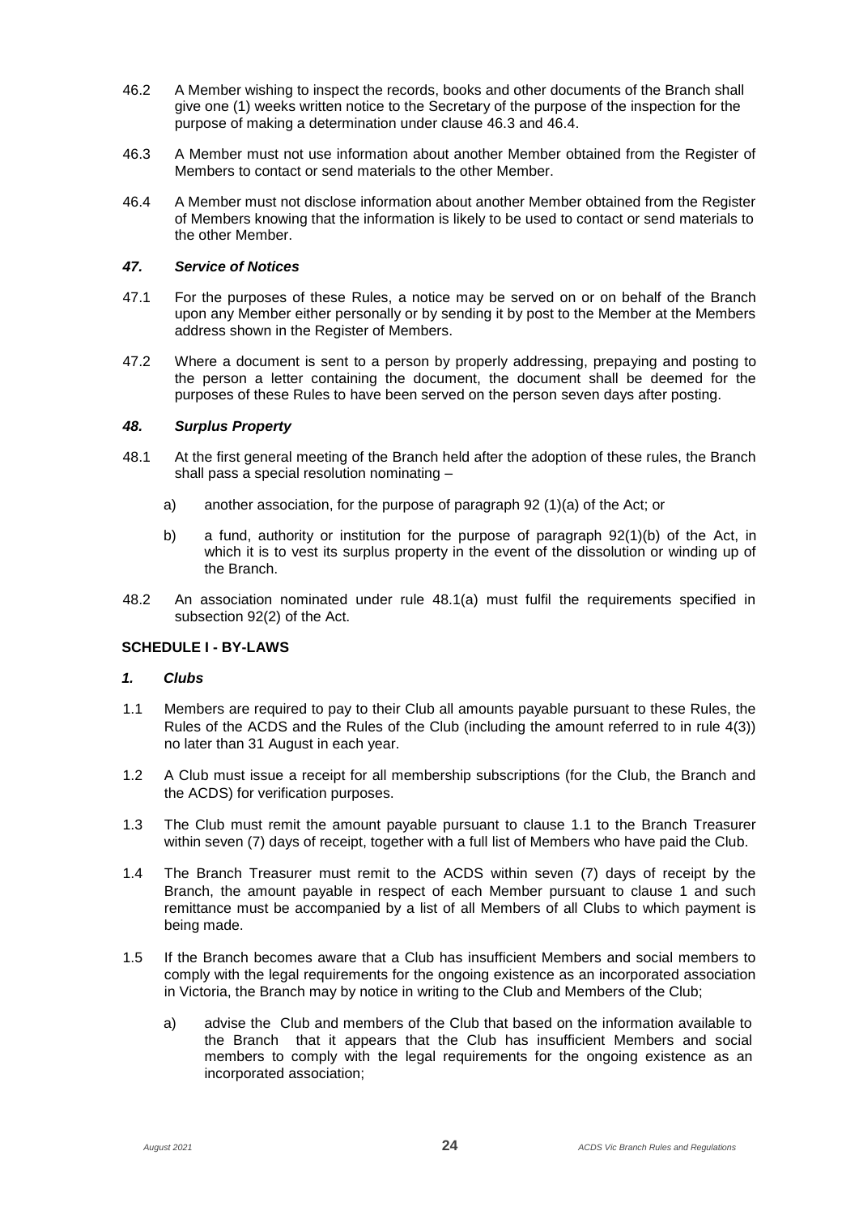46.2 A Member wishing to inspect the records, books and other documents of the Branch shall give one (1) weeks written notice to the Secretary of the purpose of the inspection for the purpose of making a determination under clause 46.3 and 46.4.

46.3 A Member must not use information about another Member obtained from the Register of Members to contact or send materials to the other Member.

46.4 A Member must not disclose information about another Member obtained from the Register of Members knowing that the information is likely to be used to contact or send materials to the other Member.

### *47. Service of Notices*

47.1 For the purposes of these Rules, a notice may be served on or on behalf of the Branch upon any Member either personally or by sending it by post to the Member at the Members address shown in the Register of Members.

47.2 Where a document is sent to a person by properly addressing, prepaying and posting to the person a letter containing the document, the document shall be deemed for the purposes of these Rules to have been served on the person seven days after posting.

### *48. Surplus Property*

48.1 At the first general meeting of the Branch held after the adoption of these rules, the Branch shall pass a special resolution nominating –

a) another association, for the purpose of paragraph 92 (1)(a) of the Act; or

b) a fund, authority or institution for the purpose of paragraph 92(1)(b) of the Act, in which it is to vest its surplus property in the event of the dissolution or winding up of the Branch.

48.2 An association nominated under rule 48.1(a) must fulfil the requirements specified in subsection 92(2) of the Act.

## SCHEDULE I - BY-LAWS

### *1. Clubs*

1.1 Members are required to pay to their Club all amounts payable pursuant to these Rules, the Rules of the ACDS and the Rules of the Club (including the amount referred to in rule 4(3)) no later than 31 August in each year.

1.2 A Club must issue a receipt for all membership subscriptions (for the Club, the Branch and the ACDS) for verification purposes.

1.3 The Club must remit the amount payable pursuant to clause 1.1 to the Branch Treasurer within seven (7) days of receipt, together with a full list of Members who have paid the Club.

1.4 The Branch Treasurer must remit to the ACDS within seven (7) days of receipt by the Branch, the amount payable in respect of each Member pursuant to clause 1 and such remittance must be accompanied by a list of all Members of all Clubs to which payment is being made.

1.5 If the Branch becomes aware that a Club has insufficient Members and social members to comply with the legal requirements for the ongoing existence as an incorporated association in Victoria, the Branch may by notice in writing to the Club and Members of the Club;

a) advise the Club and members of the Club that based on the information available to the Branch that it appears that the Club has insufficient Members and social members to comply with the legal requirements for the ongoing existence as an incorporated association;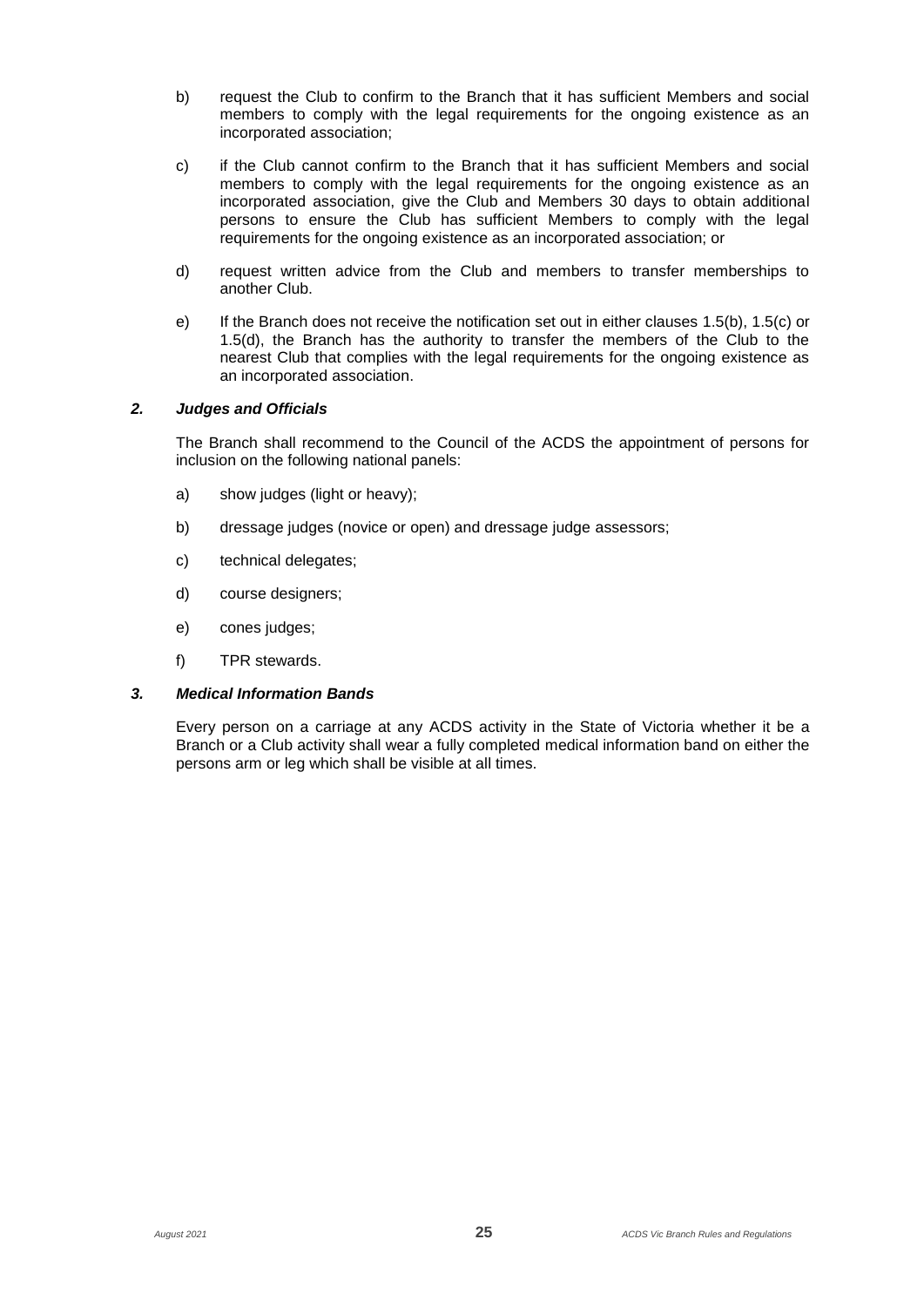b) request the Club to confirm to the Branch that it has sufficient Members and social members to comply with the legal requirements for the ongoing existence as an incorporated association;

c) if the Club cannot confirm to the Branch that it has sufficient Members and social members to comply with the legal requirements for the ongoing existence as an incorporated association, give the Club and Members 30 days to obtain additional persons to ensure the Club has sufficient Members to comply with the legal requirements for the ongoing existence as an incorporated association; or

d) request written advice from the Club and members to transfer memberships to another Club.

e) If the Branch does not receive the notification set out in either clauses 1.5(b), 1.5(c) or 1.5(d), the Branch has the authority to transfer the members of the Club to the nearest Club that complies with the legal requirements for the ongoing existence as an incorporated association.

### *2. Judges and Officials*

The Branch shall recommend to the Council of the ACDS the appointment of persons for inclusion on the following national panels:

a) show judges (light or heavy);

b) dressage judges (novice or open) and dressage judge assessors;

c) technical delegates;

d) course designers;

e) cones judges;

f) TPR stewards.

### *3. Medical Information Bands*

Every person on a carriage at any ACDS activity in the State of Victoria whether it be a Branch or a Club activity shall wear a fully completed medical information band on either the persons arm or leg which shall be visible at all times.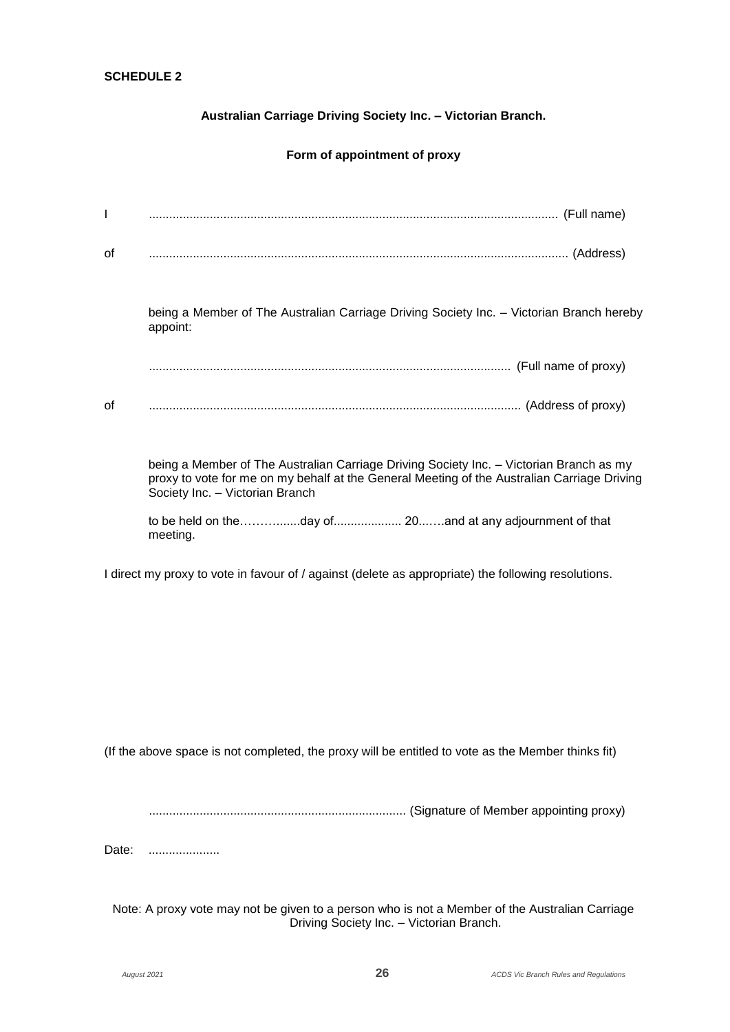**SCHEDULE 2**

**Australian Carriage Driving Society Inc. – Victorian Branch.**

**Form of appointment of proxy**

I ........................................................................................................................ (Full name)

of ........................................................................................................................... (Address)

being a Member of The Australian Carriage Driving Society Inc. – Victorian Branch hereby appoint:

.......................................................................................................... (Full name of proxy)

of ............................................................................................................. (Address of proxy)

being a Member of The Australian Carriage Driving Society Inc. – Victorian Branch as my proxy to vote for me on my behalf at the General Meeting of the Australian Carriage Driving Society Inc. – Victorian Branch

to be held on the……….......day of.................... 20..….and at any adjournment of that meeting.

I direct my proxy to vote in favour of / against (delete as appropriate) the following resolutions.

(If the above space is not completed, the proxy will be entitled to vote as the Member thinks fit)

........................................................................... (Signature of Member appointing proxy)

Date: .....................

Note: A proxy vote may not be given to a person who is not a Member of the Australian Carriage Driving Society Inc. – Victorian Branch.